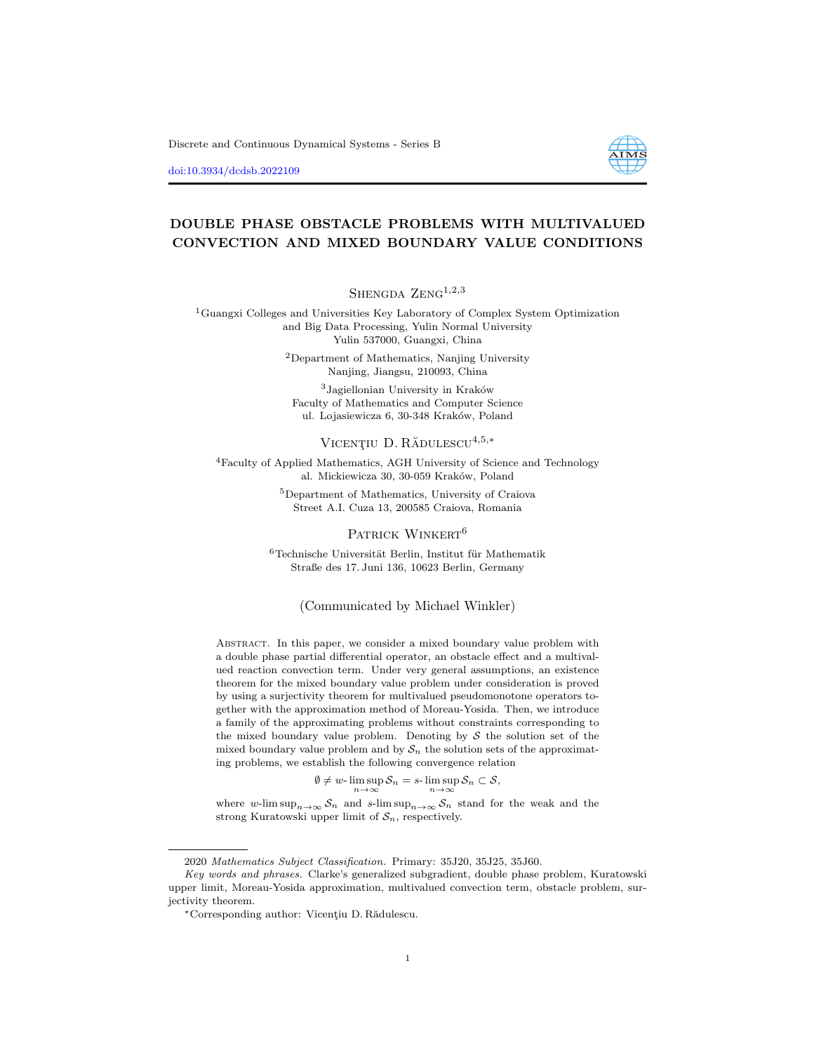# DOUBLE PHASE OBSTACLE PROBLEMS WITH MULTIVALUED CONVECTION AND MIXED BOUNDARY VALUE CONDITIONS

Shengda Zeng[1,2,3]

[1]Guangxi Colleges and Universities Key Laboratory of Complex System Optimization and Big Data Processing, Yulin Normal University
Yulin 537000, Guangxi, China

[2]Department of Mathematics, Nanjing University
Nanjing, Jiangsu, 210093, China

[3]Jagiellonian University in Kraków
Faculty of Mathematics and Computer Science
ul. Lojasiewicza 6, 30-348 Kraków, Poland

Vicenţiu D. Rădulescu[4,5,*]

[4]Faculty of Applied Mathematics, AGH University of Science and Technology
al. Mickiewicza 30, 30-059 Kraków, Poland

[5]Department of Mathematics, University of Craiova
Street A.I. Cuza 13, 200585 Craiova, Romania

Patrick Winkert[6]

[6]Technische Universität Berlin, Institut für Mathematik
Straße des 17. Juni 136, 10623 Berlin, Germany

(Communicated by Michael Winkler)

Abstract. In this paper, we consider a mixed boundary value problem with a double phase partial differential operator, an obstacle effect and a multivalued reaction convection term. Under very general assumptions, an existence theorem for the mixed boundary value problem under consideration is proved by using a surjectivity theorem for multivalued pseudomonotone operators together with the approximation method of Moreau-Yosida. Then, we introduce a family of the approximating problems without constraints corresponding to the mixed boundary value problem. Denoting by $\mathcal{S}$ the solution set of the mixed boundary value problem and by $\mathcal{S}_n$ the solution sets of the approximating problems, we establish the following convergence relation

$$\emptyset \neq w\text{-}\limsup_{n\to\infty} \mathcal{S}_n = s\text{-}\limsup_{n\to\infty} \mathcal{S}_n \subset \mathcal{S},$$

where $w\text{-}\limsup_{n\to\infty} \mathcal{S}_n$ and $s\text{-}\limsup_{n\to\infty} \mathcal{S}_n$ stand for the weak and the strong Kuratowski upper limit of $\mathcal{S}_n$, respectively.

---

2020 *Mathematics Subject Classification.* Primary: 35J20, 35J25, 35J60.

*Key words and phrases.* Clarke's generalized subgradient, double phase problem, Kuratowski upper limit, Moreau-Yosida approximation, multivalued convection term, obstacle problem, surjectivity theorem.

*Corresponding author: Vicenţiu D. Rădulescu.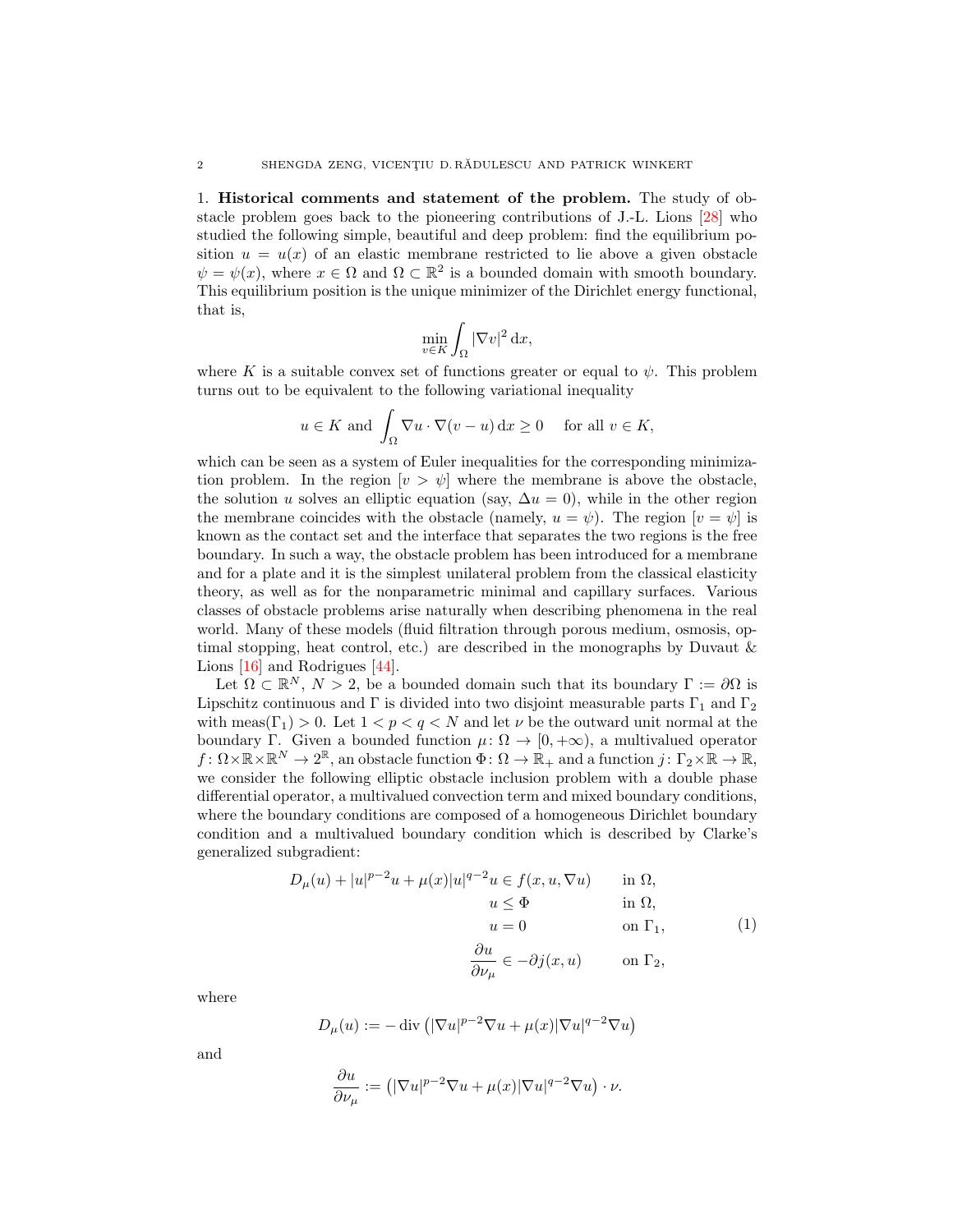1. **Historical comments and statement of the problem.** The study of obstacle problem goes back to the pioneering contributions of J.-L. Lions [28] who studied the following simple, beautiful and deep problem: find the equilibrium position $u = u(x)$ of an elastic membrane restricted to lie above a given obstacle $\psi = \psi(x)$, where $x \in \Omega$ and $\Omega \subset \mathbb{R}^2$ is a bounded domain with smooth boundary. This equilibrium position is the unique minimizer of the Dirichlet energy functional, that is,

$$\min_{v \in K} \int_\Omega |\nabla v|^2 \, \mathrm{d}x,$$

where $K$ is a suitable convex set of functions greater or equal to $\psi$. This problem turns out to be equivalent to the following variational inequality

$$u \in K \text{ and } \int_\Omega \nabla u \cdot \nabla (v - u) \, \mathrm{d}x \geq 0 \quad \text{ for all } v \in K,$$

which can be seen as a system of Euler inequalities for the corresponding minimization problem. In the region $[v > \psi]$ where the membrane is above the obstacle, the solution $u$ solves an elliptic equation (say, $\Delta u = 0$), while in the other region the membrane coincides with the obstacle (namely, $u = \psi$). The region $[v = \psi]$ is known as the contact set and the interface that separates the two regions is the free boundary. In such a way, the obstacle problem has been introduced for a membrane and for a plate and it is the simplest unilateral problem from the classical elasticity theory, as well as for the nonparametric minimal and capillary surfaces. Various classes of obstacle problems arise naturally when describing phenomena in the real world. Many of these models (fluid filtration through porous medium, osmosis, optimal stopping, heat control, etc.) are described in the monographs by Duvaut & Lions [16] and Rodrigues [44].

Let $\Omega \subset \mathbb{R}^N$, $N > 2$, be a bounded domain such that its boundary $\Gamma := \partial\Omega$ is Lipschitz continuous and $\Gamma$ is divided into two disjoint measurable parts $\Gamma_1$ and $\Gamma_2$ with $\operatorname{meas}(\Gamma_1) > 0$. Let $1 < p < q < N$ and let $\nu$ be the outward unit normal at the boundary $\Gamma$. Given a bounded function $\mu\colon \Omega \to [0, +\infty)$, a multivalued operator $f\colon \Omega \times \mathbb{R} \times \mathbb{R}^N \to 2^{\mathbb{R}}$, an obstacle function $\Phi\colon \Omega \to \mathbb{R}_+$ and a function $j\colon \Gamma_2 \times \mathbb{R} \to \mathbb{R}$, we consider the following elliptic obstacle inclusion problem with a double phase differential operator, a multivalued convection term and mixed boundary conditions, where the boundary conditions are composed of a homogeneous Dirichlet boundary condition and a multivalued boundary condition which is described by Clarke's generalized subgradient:

$$\begin{aligned}
D_\mu(u) + |u|^{p-2}u + \mu(x)|u|^{q-2}u &\in f(x, u, \nabla u) && \text{in } \Omega,\\
u &\leq \Phi && \text{in } \Omega,\\
u &= 0 && \text{on } \Gamma_1,\\
\frac{\partial u}{\partial \nu_\mu} &\in -\partial j(x, u) && \text{on } \Gamma_2,
\end{aligned} \tag{1}$$

where

$$D_\mu(u) := -\operatorname{div}\left(|\nabla u|^{p-2}\nabla u + \mu(x)|\nabla u|^{q-2}\nabla u\right)$$

and

$$\frac{\partial u}{\partial \nu_\mu} := \left(|\nabla u|^{p-2}\nabla u + \mu(x)|\nabla u|^{q-2}\nabla u\right) \cdot \nu.$$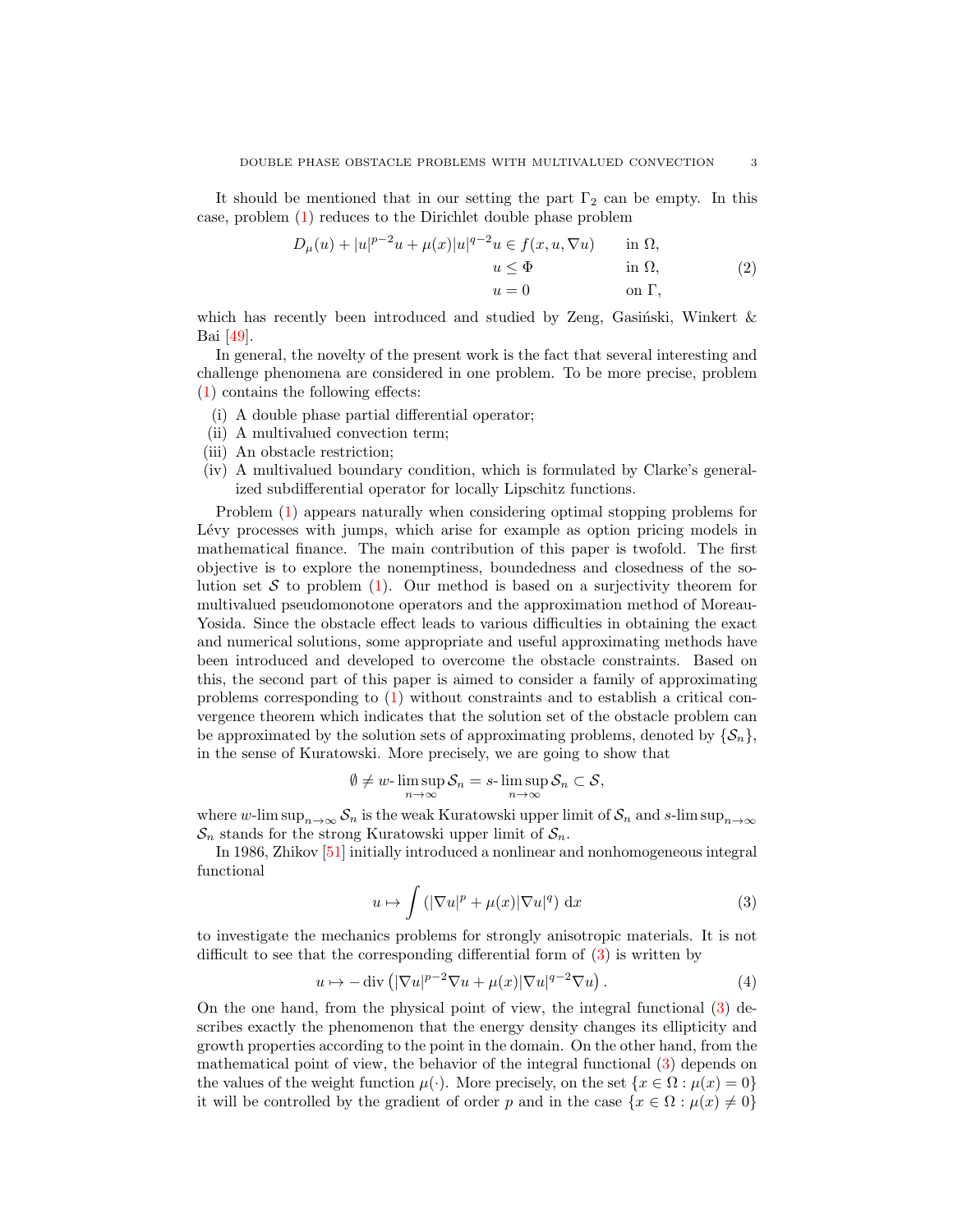It should be mentioned that in our setting the part $\Gamma_2$ can be empty. In this case, problem (1) reduces to the Dirichlet double phase problem

$$
\begin{aligned}
D_\mu(u) + |u|^{p-2}u + \mu(x)|u|^{q-2}u &\in f(x,u,\nabla u) && \text{in } \Omega,\\
u &\le \Phi && \text{in } \Omega,\\
u &= 0 && \text{on } \Gamma,
\end{aligned}
\tag{2}
$$

which has recently been introduced and studied by Zeng, Gasiński, Winkert & Bai [49].

In general, the novelty of the present work is the fact that several interesting and challenge phenomena are considered in one problem. To be more precise, problem (1) contains the following effects:

- (i) A double phase partial differential operator;
- (ii) A multivalued convection term;
- (iii) An obstacle restriction;
- (iv) A multivalued boundary condition, which is formulated by Clarke's generalized subdifferential operator for locally Lipschitz functions.

Problem (1) appears naturally when considering optimal stopping problems for Lévy processes with jumps, which arise for example as option pricing models in mathematical finance. The main contribution of this paper is twofold. The first objective is to explore the nonemptiness, boundedness and closedness of the solution set $\mathcal{S}$ to problem (1). Our method is based on a surjectivity theorem for multivalued pseudomonotone operators and the approximation method of Moreau-Yosida. Since the obstacle effect leads to various difficulties in obtaining the exact and numerical solutions, some appropriate and useful approximating methods have been introduced and developed to overcome the obstacle constraints. Based on this, the second part of this paper is aimed to consider a family of approximating problems corresponding to (1) without constraints and to establish a critical convergence theorem which indicates that the solution set of the obstacle problem can be approximated by the solution sets of approximating problems, denoted by $\{\mathcal{S}_n\}$, in the sense of Kuratowski. More precisely, we are going to show that

$$
\emptyset \neq w\text{-}\limsup_{n\to\infty} \mathcal{S}_n = s\text{-}\limsup_{n\to\infty} \mathcal{S}_n \subset \mathcal{S},
$$

where $w\text{-}\limsup_{n\to\infty} \mathcal{S}_n$ is the weak Kuratowski upper limit of $\mathcal{S}_n$ and $s\text{-}\limsup_{n\to\infty} \mathcal{S}_n$ stands for the strong Kuratowski upper limit of $\mathcal{S}_n$.

In 1986, Zhikov [51] initially introduced a nonlinear and nonhomogeneous integral functional

$$
u \mapsto \int \left(|\nabla u|^p + \mu(x)|\nabla u|^q\right)\, \mathrm{d}x \tag{3}
$$

to investigate the mechanics problems for strongly anisotropic materials. It is not difficult to see that the corresponding differential form of (3) is written by

$$
u \mapsto -\operatorname{div}\left(|\nabla u|^{p-2}\nabla u + \mu(x)|\nabla u|^{q-2}\nabla u\right). \tag{4}
$$

On the one hand, from the physical point of view, the integral functional (3) describes exactly the phenomenon that the energy density changes its ellipticity and growth properties according to the point in the domain. On the other hand, from the mathematical point of view, the behavior of the integral functional (3) depends on the values of the weight function $\mu(\cdot)$. More precisely, on the set $\{x \in \Omega : \mu(x) = 0\}$ it will be controlled by the gradient of order $p$ and in the case $\{x \in \Omega : \mu(x) \neq 0\}$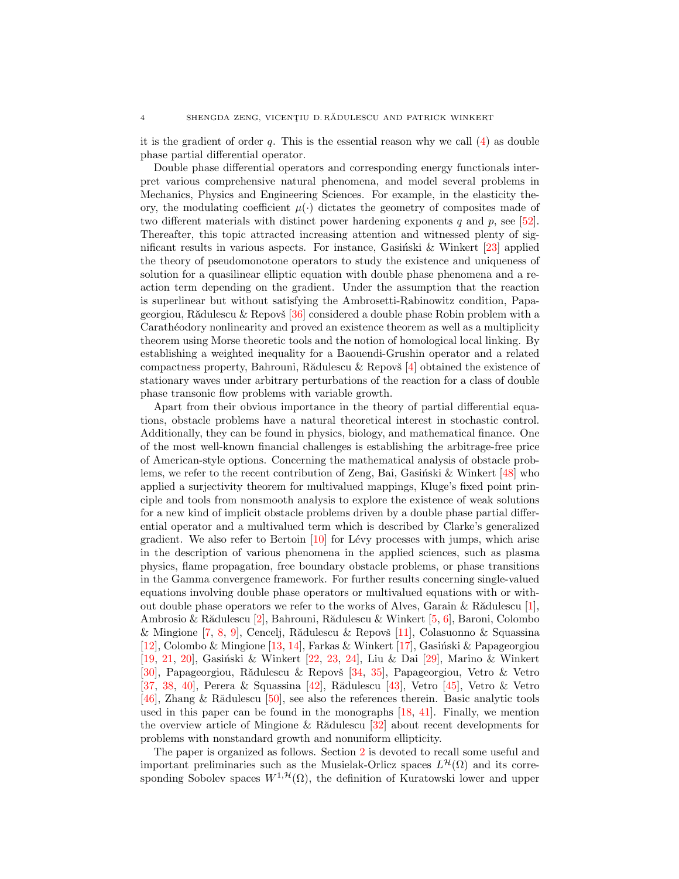it is the gradient of order $q$. This is the essential reason why we call (4) as double phase partial differential operator.

Double phase differential operators and corresponding energy functionals interpret various comprehensive natural phenomena, and model several problems in Mechanics, Physics and Engineering Sciences. For example, in the elasticity theory, the modulating coefficient $\mu(\cdot)$ dictates the geometry of composites made of two different materials with distinct power hardening exponents $q$ and $p$, see [52]. Thereafter, this topic attracted increasing attention and witnessed plenty of significant results in various aspects. For instance, Gasiński & Winkert [23] applied the theory of pseudomonotone operators to study the existence and uniqueness of solution for a quasilinear elliptic equation with double phase phenomena and a reaction term depending on the gradient. Under the assumption that the reaction is superlinear but without satisfying the Ambrosetti-Rabinowitz condition, Papageorgiou, Rădulescu & Repovš [36] considered a double phase Robin problem with a Carathéodory nonlinearity and proved an existence theorem as well as a multiplicity theorem using Morse theoretic tools and the notion of homological local linking. By establishing a weighted inequality for a Baouendi-Grushin operator and a related compactness property, Bahrouni, Rădulescu & Repovš [4] obtained the existence of stationary waves under arbitrary perturbations of the reaction for a class of double phase transonic flow problems with variable growth.

Apart from their obvious importance in the theory of partial differential equations, obstacle problems have a natural theoretical interest in stochastic control. Additionally, they can be found in physics, biology, and mathematical finance. One of the most well-known financial challenges is establishing the arbitrage-free price of American-style options. Concerning the mathematical analysis of obstacle problems, we refer to the recent contribution of Zeng, Bai, Gasiński & Winkert [48] who applied a surjectivity theorem for multivalued mappings, Kluge's fixed point principle and tools from nonsmooth analysis to explore the existence of weak solutions for a new kind of implicit obstacle problems driven by a double phase partial differential operator and a multivalued term which is described by Clarke's generalized gradient. We also refer to Bertoin [10] for Lévy processes with jumps, which arise in the description of various phenomena in the applied sciences, such as plasma physics, flame propagation, free boundary obstacle problems, or phase transitions in the Gamma convergence framework. For further results concerning single-valued equations involving double phase operators or multivalued equations with or without double phase operators we refer to the works of Alves, Garain & Rădulescu [1], Ambrosio & Rădulescu [2], Bahrouni, Rădulescu & Winkert [5, 6], Baroni, Colombo & Mingione [7, 8, 9], Cencelj, Rădulescu & Repovš [11], Colasuonno & Squassina [12], Colombo & Mingione [13, 14], Farkas & Winkert [17], Gasiński & Papageorgiou [19, 21, 20], Gasiński & Winkert [22, 23, 24], Liu & Dai [29], Marino & Winkert [30], Papageorgiou, Rădulescu & Repovš [34, 35], Papageorgiou, Vetro & Vetro [37, 38, 40], Perera & Squassina [42], Rădulescu [43], Vetro [45], Vetro & Vetro [46], Zhang & Rădulescu [50], see also the references therein. Basic analytic tools used in this paper can be found in the monographs [18, 41]. Finally, we mention the overview article of Mingione & Rădulescu [32] about recent developments for problems with nonstandard growth and nonuniform ellipticity.

The paper is organized as follows. Section 2 is devoted to recall some useful and important preliminaries such as the Musielak-Orlicz spaces $L^{\mathcal{H}}(\Omega)$ and its corresponding Sobolev spaces $W^{1,\mathcal{H}}(\Omega)$, the definition of Kuratowski lower and upper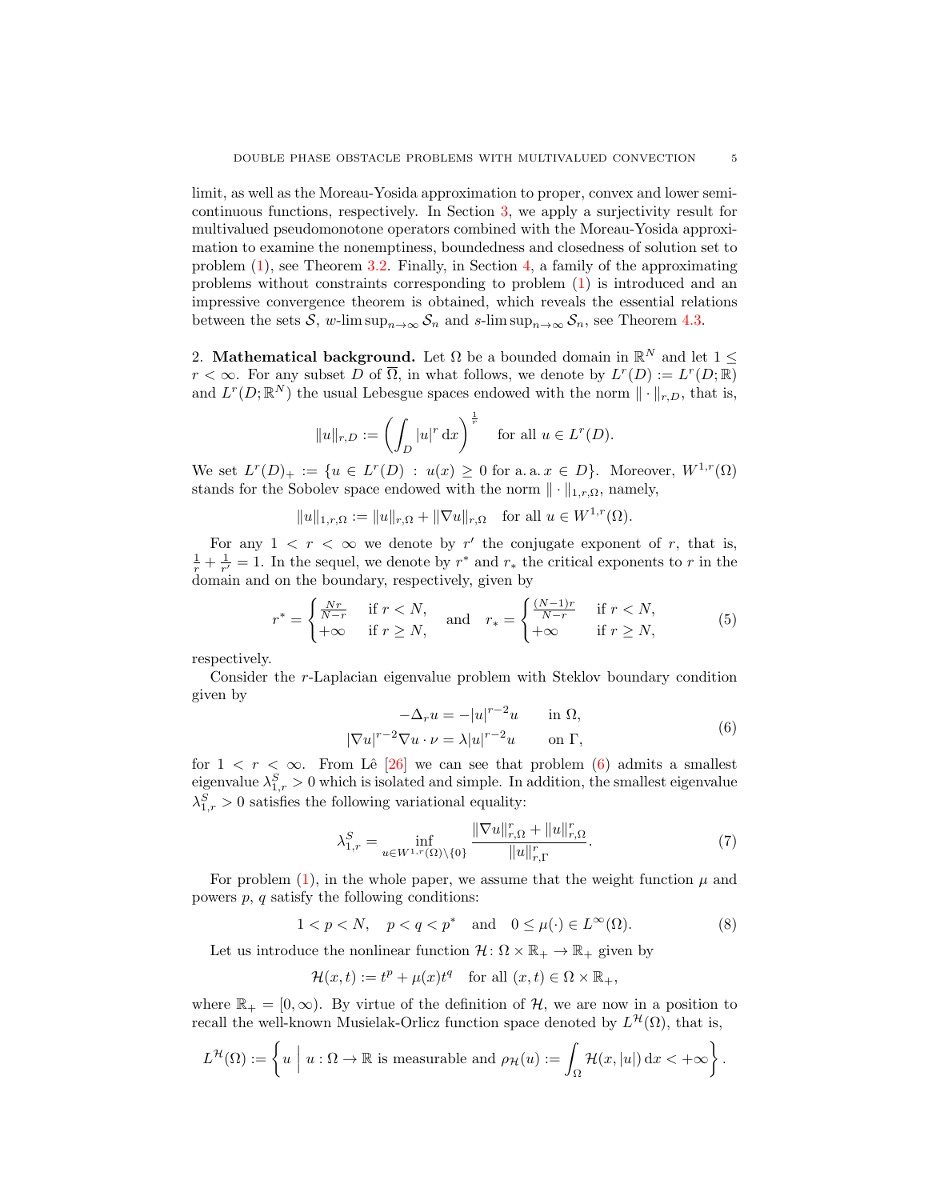limit, as well as the Moreau-Yosida approximation to proper, convex and lower semicontinuous functions, respectively. In Section 3, we apply a surjectivity result for multivalued pseudomonotone operators combined with the Moreau-Yosida approximation to examine the nonemptiness, boundedness and closedness of solution set to problem (1), see Theorem 3.2. Finally, in Section 4, a family of the approximating problems without constraints corresponding to problem (1) is introduced and an impressive convergence theorem is obtained, which reveals the essential relations between the sets $\mathcal{S}$, $w\text{-}\limsup_{n\to\infty}\mathcal{S}_n$ and $s\text{-}\limsup_{n\to\infty}\mathcal{S}_n$, see Theorem 4.3.

## 2. Mathematical background.

Let $\Omega$ be a bounded domain in $\mathbb{R}^N$ and let $1 \le r < \infty$. For any subset $D$ of $\overline{\Omega}$, in what follows, we denote by $L^r(D) := L^r(D;\mathbb{R})$ and $L^r(D;\mathbb{R}^N)$ the usual Lebesgue spaces endowed with the norm $\|\cdot\|_{r,D}$, that is,

$$\|u\|_{r,D} := \left(\int_D |u|^r \,\mathrm{d}x\right)^{\frac{1}{r}} \quad \text{for all } u \in L^r(D).$$

We set $L^r(D)_+ := \{u \in L^r(D) : u(x) \ge 0 \text{ for a. a. } x \in D\}$. Moreover, $W^{1,r}(\Omega)$ stands for the Sobolev space endowed with the norm $\|\cdot\|_{1,r,\Omega}$, namely,

$$\|u\|_{1,r,\Omega} := \|u\|_{r,\Omega} + \|\nabla u\|_{r,\Omega} \quad \text{for all } u \in W^{1,r}(\Omega).$$

For any $1 < r < \infty$ we denote by $r'$ the conjugate exponent of $r$, that is, $\frac{1}{r} + \frac{1}{r'} = 1$. In the sequel, we denote by $r^*$ and $r_*$ the critical exponents to $r$ in the domain and on the boundary, respectively, given by

$$r^* = \begin{cases} \frac{Nr}{N-r} & \text{if } r < N, \\ +\infty & \text{if } r \ge N, \end{cases} \quad \text{and} \quad r_* = \begin{cases} \frac{(N-1)r}{N-r} & \text{if } r < N, \\ +\infty & \text{if } r \ge N, \end{cases} \tag{5}$$

respectively.

Consider the $r$-Laplacian eigenvalue problem with Steklov boundary condition given by

$$\begin{aligned} -\Delta_r u &= -|u|^{r-2}u && \text{in } \Omega, \\ |\nabla u|^{r-2}\nabla u \cdot \nu &= \lambda |u|^{r-2}u && \text{on } \Gamma, \end{aligned} \tag{6}$$

for $1 < r < \infty$. From Lê [26] we can see that problem (6) admits a smallest eigenvalue $\lambda_{1,r}^S > 0$ which is isolated and simple. In addition, the smallest eigenvalue $\lambda_{1,r}^S > 0$ satisfies the following variational equality:

$$\lambda_{1,r}^S = \inf_{u \in W^{1,r}(\Omega)\setminus\{0\}} \frac{\|\nabla u\|_{r,\Omega}^r + \|u\|_{r,\Omega}^r}{\|u\|_{r,\Gamma}^r}. \tag{7}$$

For problem (1), in the whole paper, we assume that the weight function $\mu$ and powers $p$, $q$ satisfy the following conditions:

$$1 < p < N, \quad p < q < p^* \quad \text{and} \quad 0 \le \mu(\cdot) \in L^\infty(\Omega). \tag{8}$$

Let us introduce the nonlinear function $\mathcal{H}\colon \Omega \times \mathbb{R}_+ \to \mathbb{R}_+$ given by

$$\mathcal{H}(x,t) := t^p + \mu(x)t^q \quad \text{for all } (x,t) \in \Omega \times \mathbb{R}_+,$$

where $\mathbb{R}_+ = [0,\infty)$. By virtue of the definition of $\mathcal{H}$, we are now in a position to recall the well-known Musielak-Orlicz function space denoted by $L^{\mathcal{H}}(\Omega)$, that is,

$$L^{\mathcal{H}}(\Omega) := \left\{ u \;\middle|\; u : \Omega \to \mathbb{R} \text{ is measurable and } \rho_{\mathcal{H}}(u) := \int_\Omega \mathcal{H}(x,|u|)\,\mathrm{d}x < +\infty \right\}.$$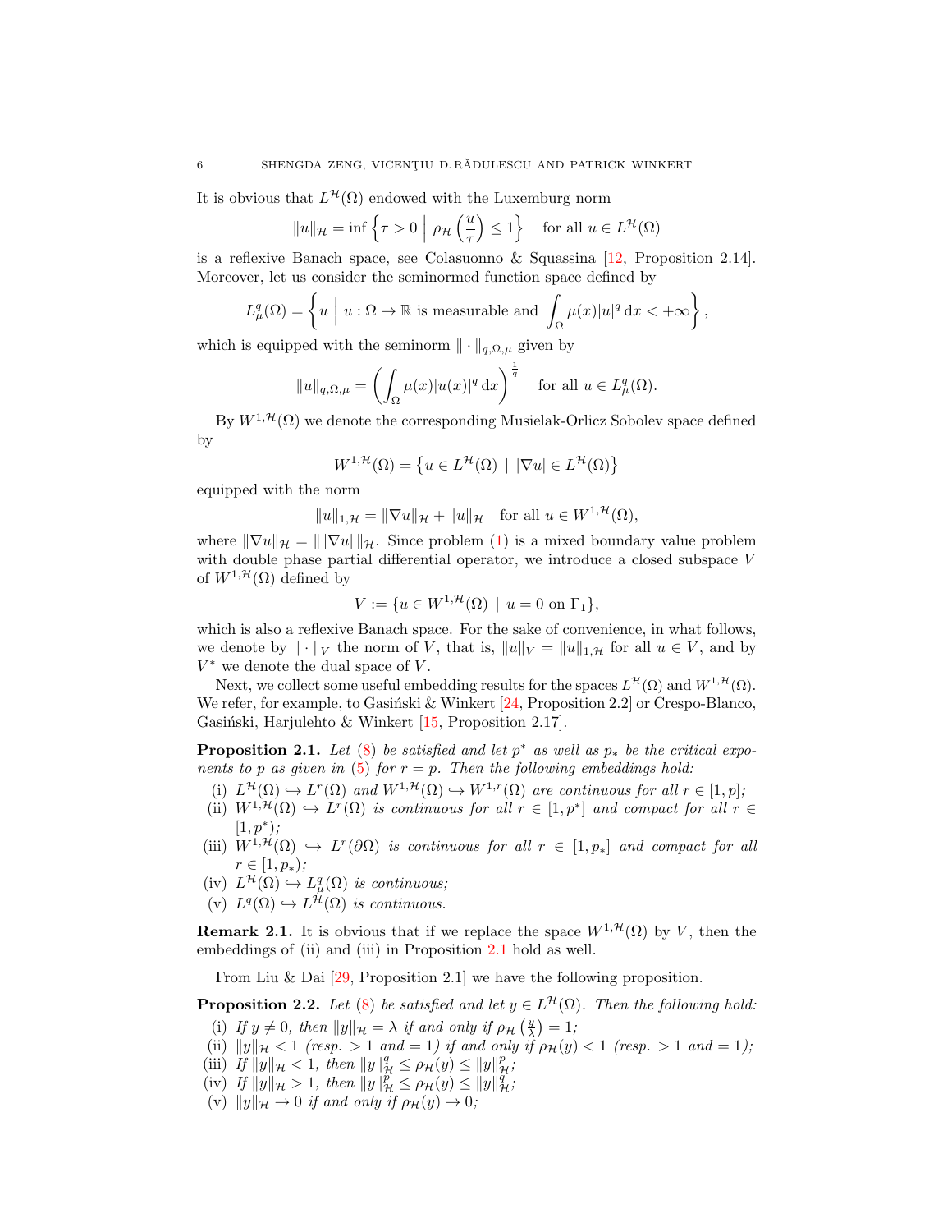It is obvious that $L^{\mathcal{H}}(\Omega)$ endowed with the Luxemburg norm

$$\|u\|_{\mathcal{H}} = \inf\left\{\tau > 0 \;\Big|\; \rho_{\mathcal{H}}\left(\frac{u}{\tau}\right) \leq 1\right\} \quad \text{for all } u \in L^{\mathcal{H}}(\Omega)$$

is a reflexive Banach space, see Colasuonno & Squassina [12, Proposition 2.14]. Moreover, let us consider the seminormed function space defined by

$$L^q_\mu(\Omega) = \left\{ u \;\Big|\; u : \Omega \to \mathbb{R} \text{ is measurable and } \int_\Omega \mu(x)|u|^q \,\mathrm{d}x < +\infty \right\},$$

which is equipped with the seminorm $\|\cdot\|_{q,\Omega,\mu}$ given by

$$\|u\|_{q,\Omega,\mu} = \left(\int_\Omega \mu(x)|u(x)|^q \,\mathrm{d}x\right)^{\frac{1}{q}} \quad \text{for all } u \in L^q_\mu(\Omega).$$

By $W^{1,\mathcal{H}}(\Omega)$ we denote the corresponding Musielak-Orlicz Sobolev space defined by

$$W^{1,\mathcal{H}}(\Omega) = \left\{ u \in L^{\mathcal{H}}(\Omega) \;|\; |\nabla u| \in L^{\mathcal{H}}(\Omega) \right\}$$

equipped with the norm

$$\|u\|_{1,\mathcal{H}} = \|\nabla u\|_{\mathcal{H}} + \|u\|_{\mathcal{H}} \quad \text{for all } u \in W^{1,\mathcal{H}}(\Omega),$$

where $\|\nabla u\|_{\mathcal{H}} = \|\,|\nabla u|\,\|_{\mathcal{H}}$. Since problem (1) is a mixed boundary value problem with double phase partial differential operator, we introduce a closed subspace $V$ of $W^{1,\mathcal{H}}(\Omega)$ defined by

$$V := \{u \in W^{1,\mathcal{H}}(\Omega) \;|\; u = 0 \text{ on } \Gamma_1\},$$

which is also a reflexive Banach space. For the sake of convenience, in what follows, we denote by $\|\cdot\|_V$ the norm of $V$, that is, $\|u\|_V = \|u\|_{1,\mathcal{H}}$ for all $u \in V$, and by $V^*$ we denote the dual space of $V$.

Next, we collect some useful embedding results for the spaces $L^{\mathcal{H}}(\Omega)$ and $W^{1,\mathcal{H}}(\Omega)$. We refer, for example, to Gasiński & Winkert [24, Proposition 2.2] or Crespo-Blanco, Gasiński, Harjulehto & Winkert [15, Proposition 2.17].

**Proposition 2.1.** *Let (8) be satisfied and let $p^*$ as well as $p_*$ be the critical exponents to $p$ as given in (5) for $r = p$. Then the following embeddings hold:*

- (i) *$L^{\mathcal{H}}(\Omega) \hookrightarrow L^r(\Omega)$ and $W^{1,\mathcal{H}}(\Omega) \hookrightarrow W^{1,r}(\Omega)$ are continuous for all $r \in [1,p]$;*
- (ii) *$W^{1,\mathcal{H}}(\Omega) \hookrightarrow L^r(\Omega)$ is continuous for all $r \in [1,p^*]$ and compact for all $r \in [1,p^*)$;*
- (iii) *$W^{1,\mathcal{H}}(\Omega) \hookrightarrow L^r(\partial\Omega)$ is continuous for all $r \in [1,p_*]$ and compact for all $r \in [1,p_*)$;*
- (iv) *$L^{\mathcal{H}}(\Omega) \hookrightarrow L^q_\mu(\Omega)$ is continuous;*
- (v) *$L^q(\Omega) \hookrightarrow L^{\mathcal{H}}(\Omega)$ is continuous.*

**Remark 2.1.** It is obvious that if we replace the space $W^{1,\mathcal{H}}(\Omega)$ by $V$, then the embeddings of (ii) and (iii) in Proposition 2.1 hold as well.

From Liu & Dai [29, Proposition 2.1] we have the following proposition.

**Proposition 2.2.** *Let (8) be satisfied and let $y \in L^{\mathcal{H}}(\Omega)$. Then the following hold:*

- (i) *If $y \neq 0$, then $\|y\|_{\mathcal{H}} = \lambda$ if and only if $\rho_{\mathcal{H}}\left(\frac{y}{\lambda}\right) = 1$;*
- (ii) *$\|y\|_{\mathcal{H}} < 1$ (resp. $> 1$ and $= 1$) if and only if $\rho_{\mathcal{H}}(y) < 1$ (resp. $> 1$ and $= 1$);*
- (iii) *If $\|y\|_{\mathcal{H}} < 1$, then $\|y\|^q_{\mathcal{H}} \leq \rho_{\mathcal{H}}(y) \leq \|y\|^p_{\mathcal{H}}$;*
- (iv) *If $\|y\|_{\mathcal{H}} > 1$, then $\|y\|^p_{\mathcal{H}} \leq \rho_{\mathcal{H}}(y) \leq \|y\|^q_{\mathcal{H}}$;*
- (v) *$\|y\|_{\mathcal{H}} \to 0$ if and only if $\rho_{\mathcal{H}}(y) \to 0$;*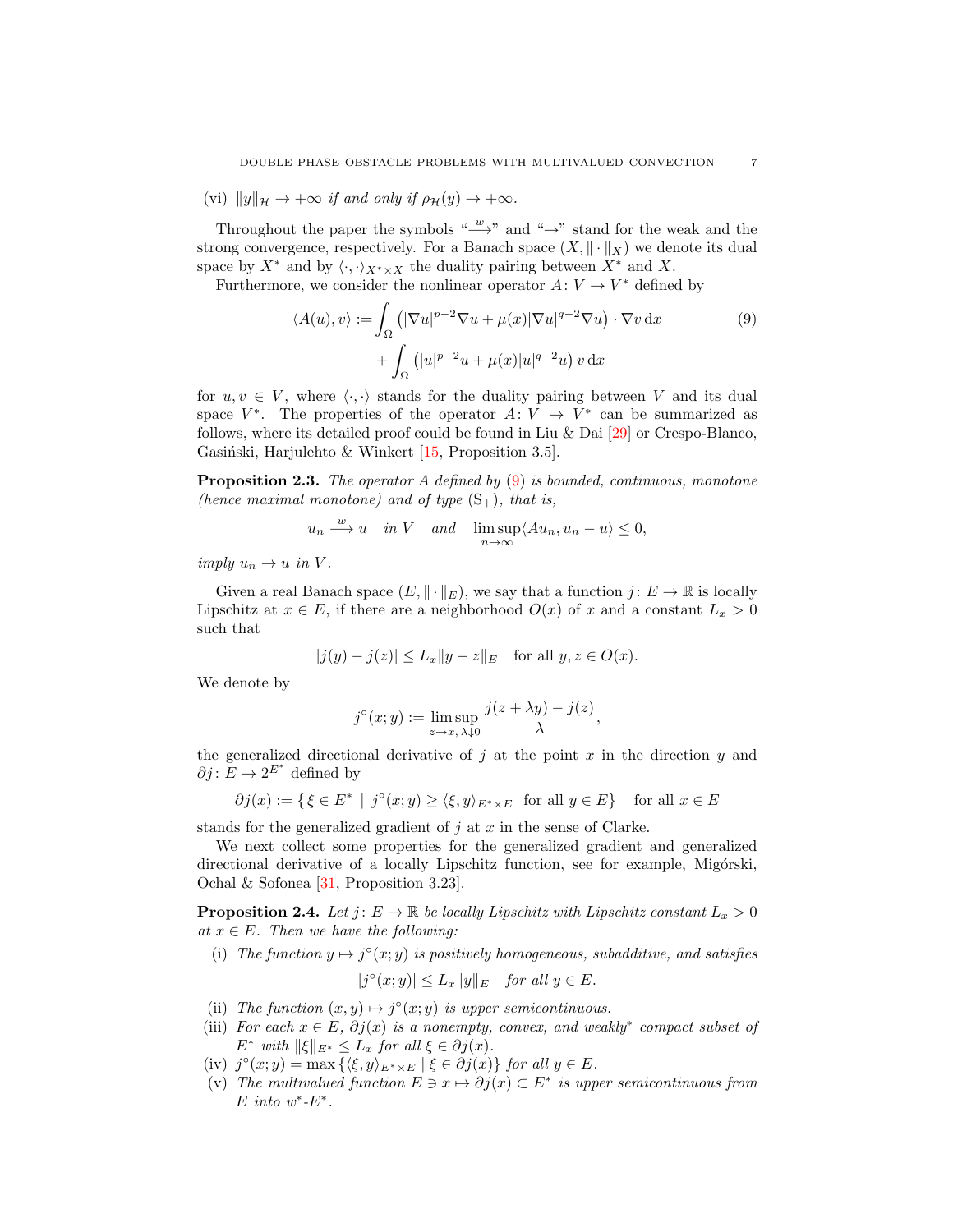(vi) $\|y\|_{\mathcal{H}} \to +\infty$ *if and only if* $\rho_{\mathcal{H}}(y) \to +\infty$.

Throughout the paper the symbols "$\xrightarrow{w}$" and "$\to$" stand for the weak and the strong convergence, respectively. For a Banach space $(X, \|\cdot\|_X)$ we denote its dual space by $X^*$ and by $\langle \cdot, \cdot \rangle_{X^* \times X}$ the duality pairing between $X^*$ and $X$.

Furthermore, we consider the nonlinear operator $A\colon V \to V^*$ defined by

$$
\begin{aligned}
\langle A(u), v\rangle := &\int_\Omega \left(|\nabla u|^{p-2}\nabla u + \mu(x)|\nabla u|^{q-2}\nabla u\right) \cdot \nabla v \,\mathrm{d}x \\
&+ \int_\Omega \left(|u|^{p-2}u + \mu(x)|u|^{q-2}u\right) v \,\mathrm{d}x
\end{aligned}
\tag{9}
$$

for $u, v \in V$, where $\langle \cdot, \cdot \rangle$ stands for the duality pairing between $V$ and its dual space $V^*$. The properties of the operator $A\colon V \to V^*$ can be summarized as follows, where its detailed proof could be found in Liu & Dai [29] or Crespo-Blanco, Gasiński, Harjulehto & Winkert [15, Proposition 3.5].

**Proposition 2.3.** *The operator $A$ defined by (9) is bounded, continuous, monotone (hence maximal monotone) and of type* $(\mathrm{S}_+)$, *that is,*

$$
u_n \xrightarrow{w} u \quad \text{in } V \quad \text{and} \quad \limsup_{n\to\infty} \langle Au_n, u_n - u\rangle \le 0,
$$

*imply* $u_n \to u$ *in* $V$.

Given a real Banach space $(E, \|\cdot\|_E)$, we say that a function $j\colon E \to \mathbb{R}$ is locally Lipschitz at $x \in E$, if there are a neighborhood $O(x)$ of $x$ and a constant $L_x > 0$ such that

$$
|j(y) - j(z)| \le L_x \|y - z\|_E \quad \text{for all } y, z \in O(x).
$$

We denote by

$$
j^\circ(x; y) := \limsup_{z \to x,\, \lambda \downarrow 0} \frac{j(z + \lambda y) - j(z)}{\lambda},
$$

the generalized directional derivative of $j$ at the point $x$ in the direction $y$ and $\partial j\colon E \to 2^{E^*}$ defined by

$$
\partial j(x) := \{\, \xi \in E^* \mid j^\circ(x; y) \ge \langle \xi, y\rangle_{E^* \times E} \ \text{ for all } y \in E\} \quad \text{for all } x \in E
$$

stands for the generalized gradient of $j$ at $x$ in the sense of Clarke.

We next collect some properties for the generalized gradient and generalized directional derivative of a locally Lipschitz function, see for example, Migórski, Ochal & Sofonea [31, Proposition 3.23].

**Proposition 2.4.** *Let $j\colon E \to \mathbb{R}$ be locally Lipschitz with Lipschitz constant $L_x > 0$ at $x \in E$. Then we have the following:*

(i) *The function $y \mapsto j^\circ(x; y)$ is positively homogeneous, subadditive, and satisfies*
$$
|j^\circ(x; y)| \le L_x \|y\|_E \quad \text{for all } y \in E.
$$
(ii) *The function $(x, y) \mapsto j^\circ(x; y)$ is upper semicontinuous.*

(iii) *For each $x \in E$, $\partial j(x)$ is a nonempty, convex, and weakly$^*$ compact subset of $E^*$ with $\|\xi\|_{E^*} \le L_x$ for all $\xi \in \partial j(x)$.*

(iv) $j^\circ(x; y) = \max\{\langle \xi, y\rangle_{E^* \times E} \mid \xi \in \partial j(x)\}$ *for all* $y \in E$.

(v) *The multivalued function $E \ni x \mapsto \partial j(x) \subset E^*$ is upper semicontinuous from $E$ into $w^*$-$E^*$.*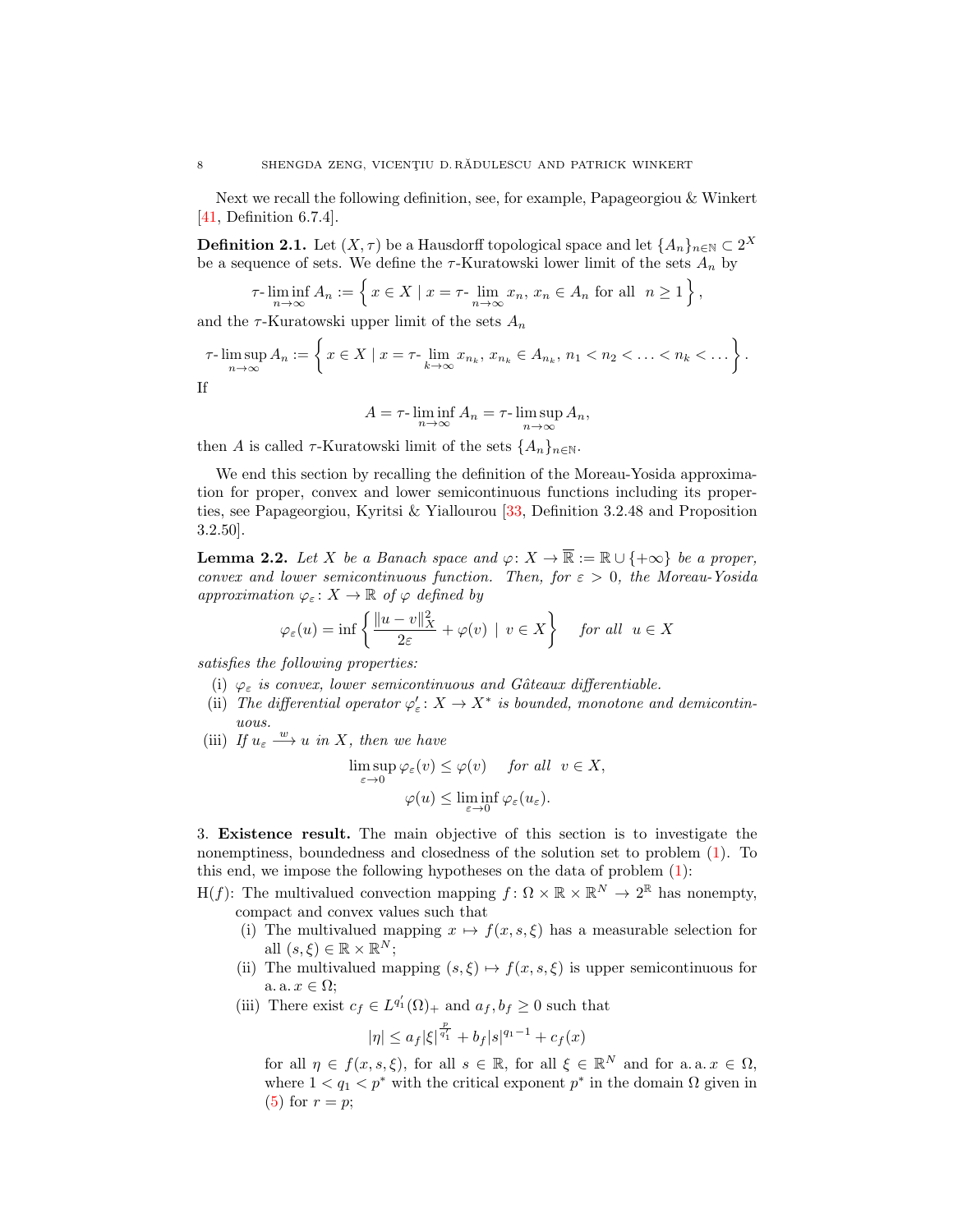Next we recall the following definition, see, for example, Papageorgiou & Winkert [41, Definition 6.7.4].

**Definition 2.1.** Let $(X, \tau)$ be a Hausdorff topological space and let $\{A_n\}_{n\in\mathbb{N}} \subset 2^X$ be a sequence of sets. We define the $\tau$-Kuratowski lower limit of the sets $A_n$ by

$$\tau\text{-}\liminf_{n\to\infty} A_n := \left\{ x \in X \mid x = \tau\text{-}\lim_{n\to\infty} x_n,\, x_n \in A_n \text{ for all } n \geq 1 \right\},$$

and the $\tau$-Kuratowski upper limit of the sets $A_n$

$$\tau\text{-}\limsup_{n\to\infty} A_n := \left\{ x \in X \mid x = \tau\text{-}\lim_{k\to\infty} x_{n_k},\, x_{n_k} \in A_{n_k},\, n_1 < n_2 < \ldots < n_k < \ldots \right\}.$$

If

$$A = \tau\text{-}\liminf_{n\to\infty} A_n = \tau\text{-}\limsup_{n\to\infty} A_n,$$

then $A$ is called $\tau$-Kuratowski limit of the sets $\{A_n\}_{n\in\mathbb{N}}$.

We end this section by recalling the definition of the Moreau-Yosida approximation for proper, convex and lower semicontinuous functions including its properties, see Papageorgiou, Kyritsi & Yiallourou [33, Definition 3.2.48 and Proposition 3.2.50].

**Lemma 2.2.** *Let $X$ be a Banach space and $\varphi \colon X \to \overline{\mathbb{R}} := \mathbb{R} \cup \{+\infty\}$ be a proper, convex and lower semicontinuous function. Then, for $\varepsilon > 0$, the Moreau-Yosida approximation $\varphi_\varepsilon \colon X \to \mathbb{R}$ of $\varphi$ defined by*

$$\varphi_\varepsilon(u) = \inf \left\{ \frac{\|u - v\|_X^2}{2\varepsilon} + \varphi(v) \;\middle|\; v \in X \right\} \quad \text{for all } u \in X$$

*satisfies the following properties:*

- (i) *$\varphi_\varepsilon$ is convex, lower semicontinuous and Gâteaux differentiable.*
- (ii) *The differential operator $\varphi'_\varepsilon \colon X \to X^*$ is bounded, monotone and demicontinuous.*
- (iii) *If $u_\varepsilon \xrightarrow{w} u$ in $X$, then we have*

$$\limsup_{\varepsilon\to 0} \varphi_\varepsilon(v) \leq \varphi(v) \quad \text{for all } v \in X,$$
$$\varphi(u) \leq \liminf_{\varepsilon\to 0} \varphi_\varepsilon(u_\varepsilon).$$

3. **Existence result.** The main objective of this section is to investigate the nonemptiness, boundedness and closedness of the solution set to problem (1). To this end, we impose the following hypotheses on the data of problem (1):

H($f$): The multivalued convection mapping $f \colon \Omega \times \mathbb{R} \times \mathbb{R}^N \to 2^{\mathbb{R}}$ has nonempty, compact and convex values such that

- (i) The multivalued mapping $x \mapsto f(x, s, \xi)$ has a measurable selection for all $(s, \xi) \in \mathbb{R} \times \mathbb{R}^N$;
- (ii) The multivalued mapping $(s, \xi) \mapsto f(x, s, \xi)$ is upper semicontinuous for a. a. $x \in \Omega$;
- (iii) There exist $c_f \in L^{q_1'}(\Omega)_+$ and $a_f, b_f \geq 0$ such that

$$|\eta| \leq a_f |\xi|^{\frac{p}{q_1'}} + b_f |s|^{q_1 - 1} + c_f(x)$$

for all $\eta \in f(x, s, \xi)$, for all $s \in \mathbb{R}$, for all $\xi \in \mathbb{R}^N$ and for a. a. $x \in \Omega$, where $1 < q_1 < p^*$ with the critical exponent $p^*$ in the domain $\Omega$ given in (5) for $r = p$;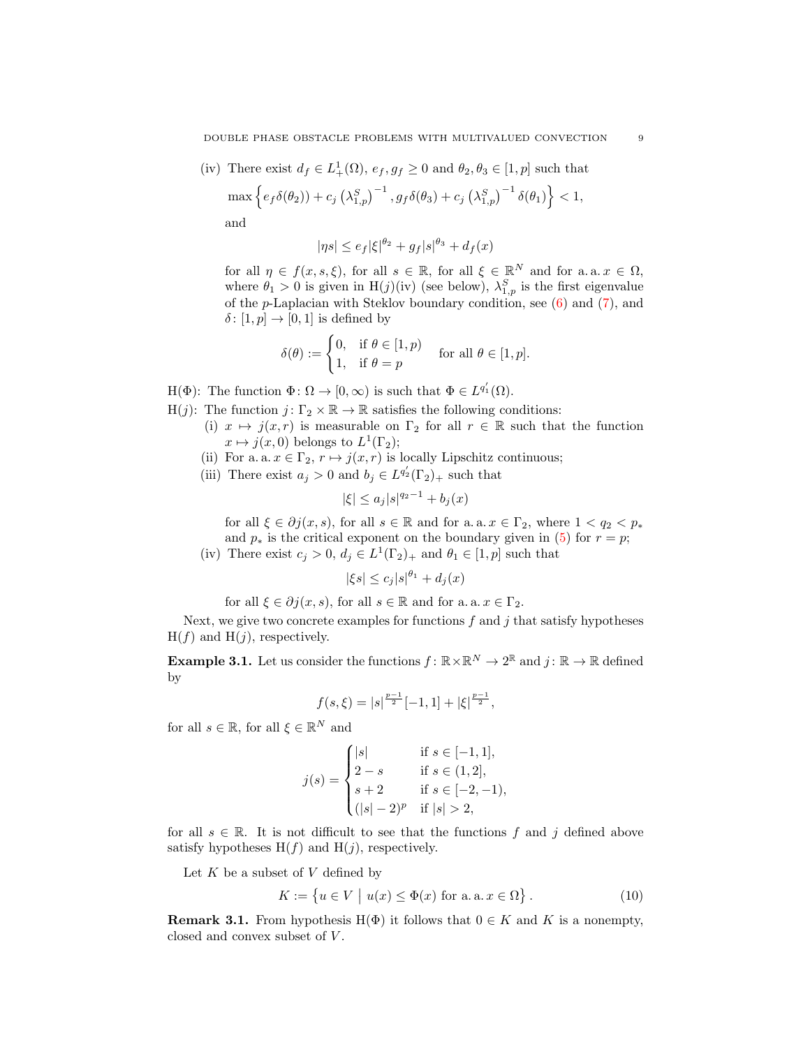(iv) There exist $d_f \in L^1_+(\Omega)$, $e_f, g_f \geq 0$ and $\theta_2, \theta_3 \in [1,p]$ such that

$$\max\left\{e_f\delta(\theta_2)) + c_j\left(\lambda_{1,p}^S\right)^{-1}, g_f\delta(\theta_3) + c_j\left(\lambda_{1,p}^S\right)^{-1}\delta(\theta_1)\right\} < 1,$$

and

$$|\eta s| \leq e_f|\xi|^{\theta_2} + g_f|s|^{\theta_3} + d_f(x)$$

for all $\eta \in f(x,s,\xi)$, for all $s \in \mathbb{R}$, for all $\xi \in \mathbb{R}^N$ and for a. a. $x \in \Omega$, where $\theta_1 > 0$ is given in H($j$)(iv) (see below), $\lambda_{1,p}^S$ is the first eigenvalue of the $p$-Laplacian with Steklov boundary condition, see (6) and (7), and $\delta\colon [1,p] \to [0,1]$ is defined by

$$\delta(\theta) := \begin{cases} 0, & \text{if } \theta \in [1,p) \\ 1, & \text{if } \theta = p \end{cases} \quad \text{for all } \theta \in [1,p].$$

H($\Phi$): The function $\Phi\colon \Omega \to [0,\infty)$ is such that $\Phi \in L^{q_1'}(\Omega)$.

H($j$): The function $j\colon \Gamma_2 \times \mathbb{R} \to \mathbb{R}$ satisfies the following conditions:

(i) $x \mapsto j(x,r)$ is measurable on $\Gamma_2$ for all $r \in \mathbb{R}$ such that the function $x \mapsto j(x,0)$ belongs to $L^1(\Gamma_2)$;

(ii) For a. a. $x \in \Gamma_2$, $r \mapsto j(x,r)$ is locally Lipschitz continuous;

(iii) There exist $a_j > 0$ and $b_j \in L^{q_2'}(\Gamma_2)_+$ such that

$$|\xi| \leq a_j|s|^{q_2-1} + b_j(x)$$

for all $\xi \in \partial j(x,s)$, for all $s \in \mathbb{R}$ and for a. a. $x \in \Gamma_2$, where $1 < q_2 < p_*$ and $p_*$ is the critical exponent on the boundary given in (5) for $r = p$;

(iv) There exist $c_j > 0$, $d_j \in L^1(\Gamma_2)_+$ and $\theta_1 \in [1,p]$ such that

$$|\xi s| \leq c_j|s|^{\theta_1} + d_j(x)$$

for all $\xi \in \partial j(x,s)$, for all $s \in \mathbb{R}$ and for a. a. $x \in \Gamma_2$.

Next, we give two concrete examples for functions $f$ and $j$ that satisfy hypotheses H($f$) and H($j$), respectively.

**Example 3.1.** Let us consider the functions $f\colon \mathbb{R}\times\mathbb{R}^N \to 2^{\mathbb{R}}$ and $j\colon \mathbb{R} \to \mathbb{R}$ defined by

$$f(s,\xi) = |s|^{\frac{p-1}{2}}[-1,1] + |\xi|^{\frac{p-1}{2}},$$

for all $s \in \mathbb{R}$, for all $\xi \in \mathbb{R}^N$ and

$$j(s) = \begin{cases} |s| & \text{if } s \in [-1,1], \\ 2-s & \text{if } s \in (1,2], \\ s+2 & \text{if } s \in [-2,-1), \\ (|s|-2)^p & \text{if } |s| > 2, \end{cases}$$

for all $s \in \mathbb{R}$. It is not difficult to see that the functions $f$ and $j$ defined above satisfy hypotheses H($f$) and H($j$), respectively.

Let $K$ be a subset of $V$ defined by

$$K := \left\{u \in V \;\middle|\; u(x) \leq \Phi(x) \text{ for a. a. } x \in \Omega\right\}. \tag{10}$$

**Remark 3.1.** From hypothesis H($\Phi$) it follows that $0 \in K$ and $K$ is a nonempty, closed and convex subset of $V$.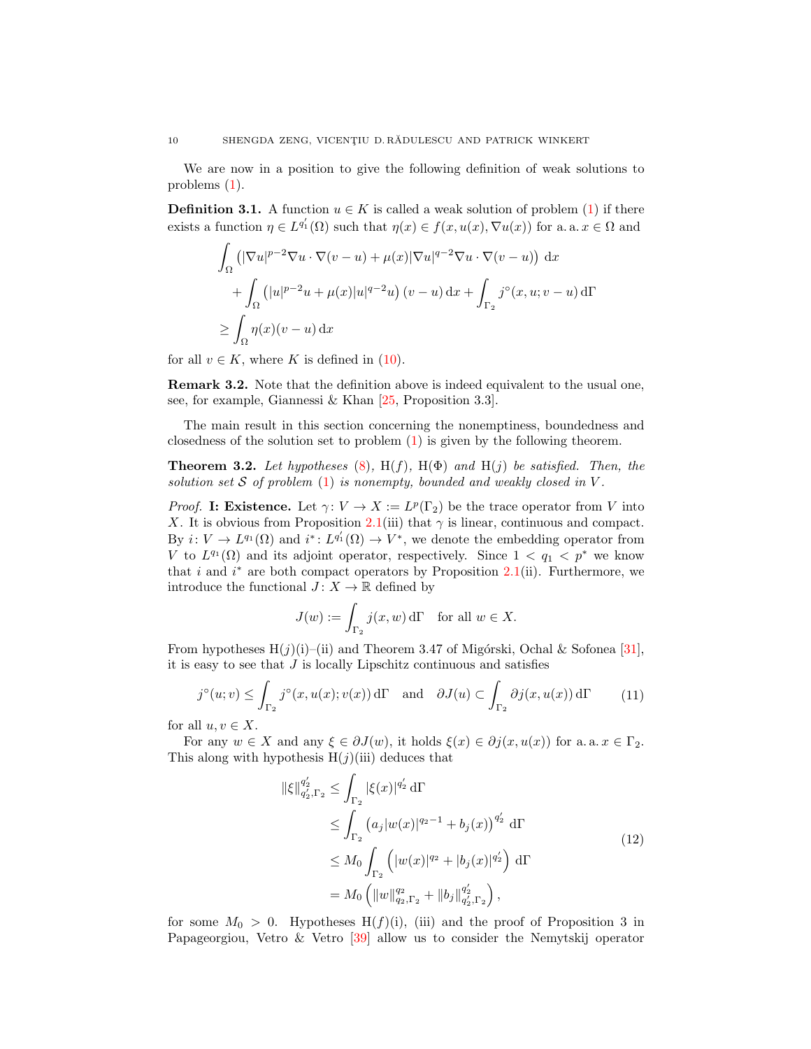We are now in a position to give the following definition of weak solutions to problems (1).

**Definition 3.1.** A function $u \in K$ is called a weak solution of problem (1) if there exists a function $\eta \in L^{q_1'}(\Omega)$ such that $\eta(x) \in f(x, u(x), \nabla u(x))$ for a. a. $x \in \Omega$ and

$$
\begin{aligned}
&\int_\Omega \left(|\nabla u|^{p-2}\nabla u \cdot \nabla(v-u) + \mu(x)|\nabla u|^{q-2}\nabla u \cdot \nabla(v-u)\right) \, \mathrm{d}x \\
&\quad + \int_\Omega \left(|u|^{p-2}u + \mu(x)|u|^{q-2}u\right)(v-u)\,\mathrm{d}x + \int_{\Gamma_2} j^\circ(x, u; v-u)\,\mathrm{d}\Gamma \\
&\geq \int_\Omega \eta(x)(v-u)\,\mathrm{d}x
\end{aligned}
$$

for all $v \in K$, where $K$ is defined in (10).

**Remark 3.2.** Note that the definition above is indeed equivalent to the usual one, see, for example, Giannessi & Khan [25, Proposition 3.3].

The main result in this section concerning the nonemptiness, boundedness and closedness of the solution set to problem (1) is given by the following theorem.

**Theorem 3.2.** *Let hypotheses (8), H(f), H(Φ) and H(j) be satisfied. Then, the solution set $\mathcal{S}$ of problem (1) is nonempty, bounded and weakly closed in $V$.*

*Proof.* **I: Existence.** Let $\gamma\colon V \to X := L^p(\Gamma_2)$ be the trace operator from $V$ into $X$. It is obvious from Proposition 2.1(iii) that $\gamma$ is linear, continuous and compact. By $i\colon V \to L^{q_1}(\Omega)$ and $i^*\colon L^{q_1'}(\Omega) \to V^*$, we denote the embedding operator from $V$ to $L^{q_1}(\Omega)$ and its adjoint operator, respectively. Since $1 < q_1 < p^*$ we know that $i$ and $i^*$ are both compact operators by Proposition 2.1(ii). Furthermore, we introduce the functional $J\colon X \to \mathbb{R}$ defined by

$$
J(w) := \int_{\Gamma_2} j(x, w)\,\mathrm{d}\Gamma \quad \text{for all } w \in X.
$$

From hypotheses H$(j)$(i)–(ii) and Theorem 3.47 of Migórski, Ochal & Sofonea [31], it is easy to see that $J$ is locally Lipschitz continuous and satisfies

$$
j^\circ(u; v) \leq \int_{\Gamma_2} j^\circ(x, u(x); v(x))\,\mathrm{d}\Gamma \quad \text{and} \quad \partial J(u) \subset \int_{\Gamma_2} \partial j(x, u(x))\,\mathrm{d}\Gamma \tag{11}
$$

for all $u, v \in X$.

For any $w \in X$ and any $\xi \in \partial J(w)$, it holds $\xi(x) \in \partial j(x, u(x))$ for a. a. $x \in \Gamma_2$. This along with hypothesis H$(j)$(iii) deduces that

$$
\begin{aligned}
\|\xi\|_{q_2', \Gamma_2}^{q_2'} &\leq \int_{\Gamma_2} |\xi(x)|^{q_2'}\,\mathrm{d}\Gamma \\
&\leq \int_{\Gamma_2} \left(a_j|w(x)|^{q_2-1} + b_j(x)\right)^{q_2'}\,\mathrm{d}\Gamma \\
&\leq M_0 \int_{\Gamma_2} \left(|w(x)|^{q_2} + |b_j(x)|^{q_2'}\right)\,\mathrm{d}\Gamma \\
&= M_0 \left(\|w\|_{q_2,\Gamma_2}^{q_2} + \|b_j\|_{q_2',\Gamma_2}^{q_2'}\right),
\end{aligned} \tag{12}
$$

for some $M_0 > 0$. Hypotheses H$(f)$(i), (iii) and the proof of Proposition 3 in Papageorgiou, Vetro & Vetro [39] allow us to consider the Nemytskij operator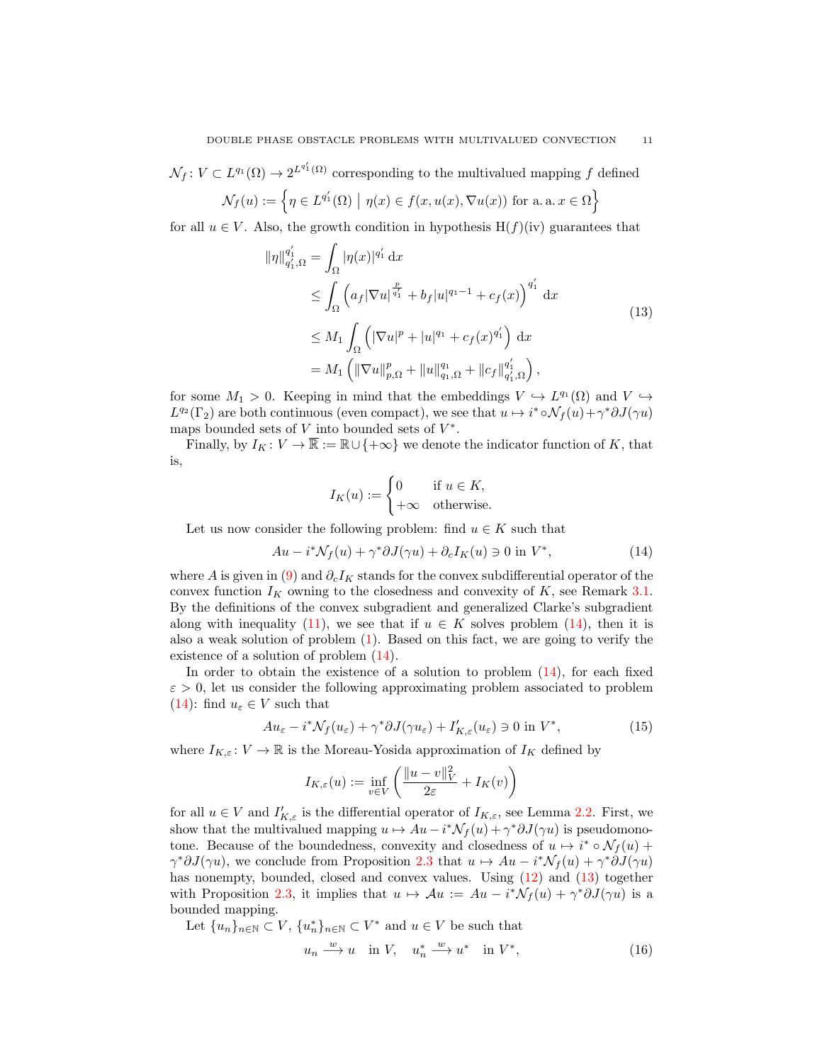$\mathcal{N}_f \colon V \subset L^{q_1}(\Omega) \to 2^{L^{q_1'}(\Omega)}$ corresponding to the multivalued mapping $f$ defined

$$\mathcal{N}_f(u) := \left\{ \eta \in L^{q_1'}(\Omega) \;\middle|\; \eta(x) \in f(x, u(x), \nabla u(x)) \text{ for a. a. } x \in \Omega \right\}$$

for all $u \in V$. Also, the growth condition in hypothesis H($f$)(iv) guarantees that

$$\begin{aligned}
\|\eta\|_{q_1',\Omega}^{q_1'} &= \int_\Omega |\eta(x)|^{q_1'} \,\mathrm{d}x \\
&\leq \int_\Omega \left( a_f |\nabla u|^{\frac{p}{q_1'}} + b_f |u|^{q_1-1} + c_f(x) \right)^{q_1'} \,\mathrm{d}x \\
&\leq M_1 \int_\Omega \left( |\nabla u|^p + |u|^{q_1} + c_f(x)^{q_1'} \right) \,\mathrm{d}x \\
&= M_1 \left( \|\nabla u\|_{p,\Omega}^p + \|u\|_{q_1,\Omega}^{q_1} + \|c_f\|_{q_1',\Omega}^{q_1'} \right),
\end{aligned} \tag{13}$$

for some $M_1 > 0$. Keeping in mind that the embeddings $V \hookrightarrow L^{q_1}(\Omega)$ and $V \hookrightarrow L^{q_2}(\Gamma_2)$ are both continuous (even compact), we see that $u \mapsto i^* \circ \mathcal{N}_f(u) + \gamma^* \partial J(\gamma u)$ maps bounded sets of $V$ into bounded sets of $V^*$.

Finally, by $I_K \colon V \to \overline{\mathbb{R}} := \mathbb{R} \cup \{+\infty\}$ we denote the indicator function of $K$, that is,

$$I_K(u) := \begin{cases} 0 & \text{if } u \in K, \\ +\infty & \text{otherwise.} \end{cases}$$

Let us now consider the following problem: find $u \in K$ such that

$$Au - i^* \mathcal{N}_f(u) + \gamma^* \partial J(\gamma u) + \partial_c I_K(u) \ni 0 \text{ in } V^*, \tag{14}$$

where $A$ is given in (9) and $\partial_c I_K$ stands for the convex subdifferential operator of the convex function $I_K$ owning to the closedness and convexity of $K$, see Remark 3.1. By the definitions of the convex subgradient and generalized Clarke's subgradient along with inequality (11), we see that if $u \in K$ solves problem (14), then it is also a weak solution of problem (1). Based on this fact, we are going to verify the existence of a solution of problem (14).

In order to obtain the existence of a solution to problem (14), for each fixed $\varepsilon > 0$, let us consider the following approximating problem associated to problem (14): find $u_\varepsilon \in V$ such that

$$Au_\varepsilon - i^* \mathcal{N}_f(u_\varepsilon) + \gamma^* \partial J(\gamma u_\varepsilon) + I_{K,\varepsilon}'(u_\varepsilon) \ni 0 \text{ in } V^*, \tag{15}$$

where $I_{K,\varepsilon} \colon V \to \mathbb{R}$ is the Moreau-Yosida approximation of $I_K$ defined by

$$I_{K,\varepsilon}(u) := \inf_{v \in V} \left( \frac{\|u - v\|_V^2}{2\varepsilon} + I_K(v) \right)$$

for all $u \in V$ and $I_{K,\varepsilon}'$ is the differential operator of $I_{K,\varepsilon}$, see Lemma 2.2. First, we show that the multivalued mapping $u \mapsto Au - i^* \mathcal{N}_f(u) + \gamma^* \partial J(\gamma u)$ is pseudomonotone. Because of the boundedness, convexity and closedness of $u \mapsto i^* \circ \mathcal{N}_f(u) + \gamma^* \partial J(\gamma u)$, we conclude from Proposition 2.3 that $u \mapsto Au - i^* \mathcal{N}_f(u) + \gamma^* \partial J(\gamma u)$ has nonempty, bounded, closed and convex values. Using (12) and (13) together with Proposition 2.3, it implies that $u \mapsto \mathcal{A}u := Au - i^* \mathcal{N}_f(u) + \gamma^* \partial J(\gamma u)$ is a bounded mapping.

Let $\{u_n\}_{n \in \mathbb{N}} \subset V$, $\{u_n^*\}_{n \in \mathbb{N}} \subset V^*$ and $u \in V$ be such that

$$u_n \xrightarrow{w} u \quad \text{in } V, \quad u_n^* \xrightarrow{w} u^* \quad \text{in } V^*, \tag{16}$$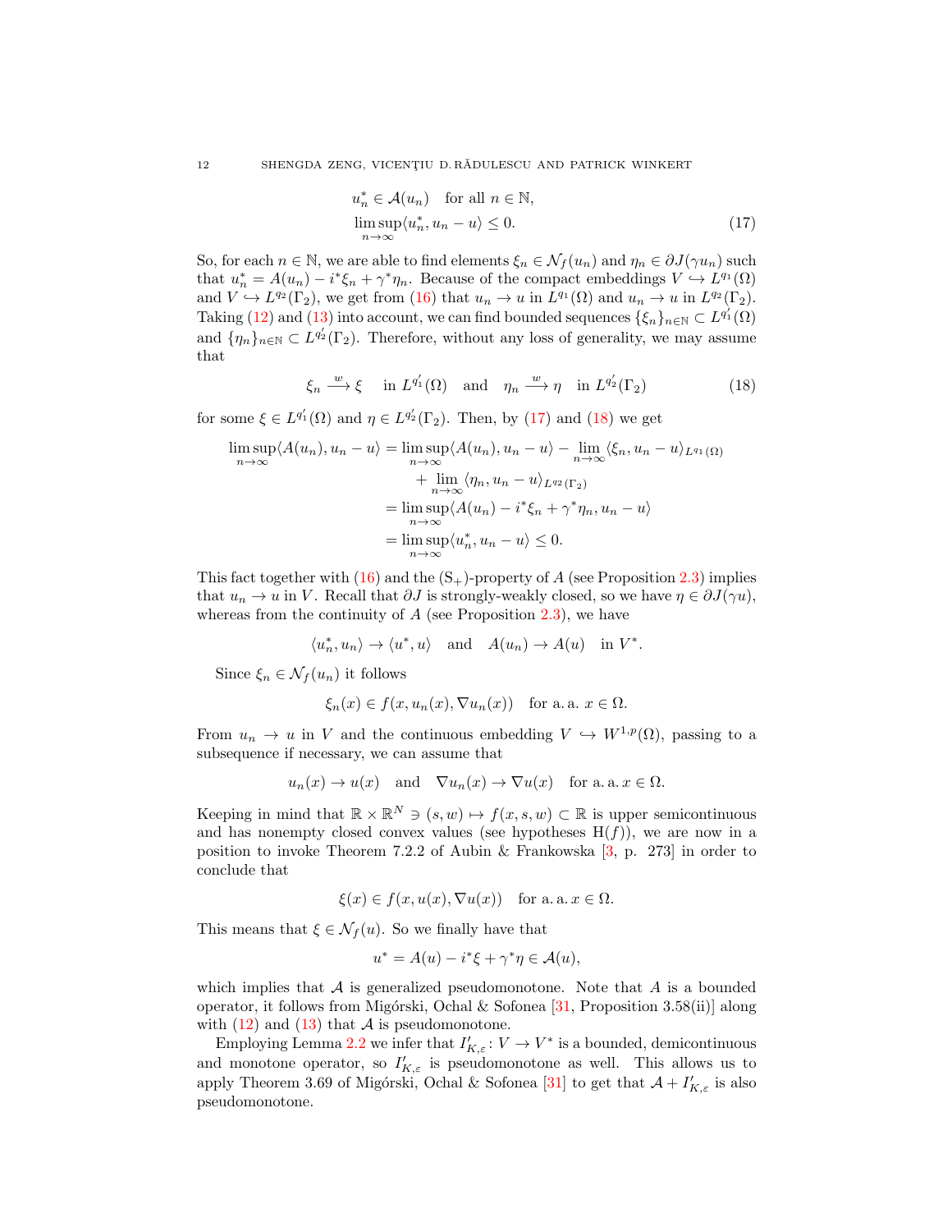$$
\begin{aligned}
&u_n^* \in \mathcal{A}(u_n) \quad \text{for all } n \in \mathbb{N}, \\
&\limsup_{n\to\infty} \langle u_n^*, u_n - u\rangle \leq 0.
\end{aligned} \tag{17}
$$

So, for each $n \in \mathbb{N}$, we are able to find elements $\xi_n \in \mathcal{N}_f(u_n)$ and $\eta_n \in \partial J(\gamma u_n)$ such that $u_n^* = A(u_n) - i^*\xi_n + \gamma^*\eta_n$. Because of the compact embeddings $V \hookrightarrow L^{q_1}(\Omega)$ and $V \hookrightarrow L^{q_2}(\Gamma_2)$, we get from (16) that $u_n \to u$ in $L^{q_1}(\Omega)$ and $u_n \to u$ in $L^{q_2}(\Gamma_2)$. Taking (12) and (13) into account, we can find bounded sequences $\{\xi_n\}_{n\in\mathbb{N}} \subset L^{q_1'}(\Omega)$ and $\{\eta_n\}_{n\in\mathbb{N}} \subset L^{q_2'}(\Gamma_2)$. Therefore, without any loss of generality, we may assume that

$$
\xi_n \xrightarrow{w} \xi \quad \text{in } L^{q_1'}(\Omega) \quad \text{and} \quad \eta_n \xrightarrow{w} \eta \quad \text{in } L^{q_2'}(\Gamma_2) \tag{18}
$$

for some $\xi \in L^{q_1'}(\Omega)$ and $\eta \in L^{q_2'}(\Gamma_2)$. Then, by (17) and (18) we get

$$
\begin{aligned}
\limsup_{n\to\infty} \langle A(u_n), u_n - u\rangle &= \limsup_{n\to\infty} \langle A(u_n), u_n - u\rangle - \lim_{n\to\infty} \langle \xi_n, u_n - u\rangle_{L^{q_1}(\Omega)} \\
&\quad + \lim_{n\to\infty} \langle \eta_n, u_n - u\rangle_{L^{q_2}(\Gamma_2)} \\
&= \limsup_{n\to\infty} \langle A(u_n) - i^*\xi_n + \gamma^*\eta_n, u_n - u\rangle \\
&= \limsup_{n\to\infty} \langle u_n^*, u_n - u\rangle \leq 0.
\end{aligned}
$$

This fact together with (16) and the $(\mathrm{S}_+)$-property of $A$ (see Proposition 2.3) implies that $u_n \to u$ in $V$. Recall that $\partial J$ is strongly-weakly closed, so we have $\eta \in \partial J(\gamma u)$, whereas from the continuity of $A$ (see Proposition 2.3), we have

$$
\langle u_n^*, u_n\rangle \to \langle u^*, u\rangle \quad \text{and} \quad A(u_n) \to A(u) \quad \text{in } V^*.
$$

Since $\xi_n \in \mathcal{N}_f(u_n)$ it follows

$$
\xi_n(x) \in f(x, u_n(x), \nabla u_n(x)) \quad \text{for a. a. } x \in \Omega.
$$

From $u_n \to u$ in $V$ and the continuous embedding $V \hookrightarrow W^{1,p}(\Omega)$, passing to a subsequence if necessary, we can assume that

$$
u_n(x) \to u(x) \quad \text{and} \quad \nabla u_n(x) \to \nabla u(x) \quad \text{for a. a. } x \in \Omega.
$$

Keeping in mind that $\mathbb{R} \times \mathbb{R}^N \ni (s, w) \mapsto f(x, s, w) \subset \mathbb{R}$ is upper semicontinuous and has nonempty closed convex values (see hypotheses H($f$)), we are now in a position to invoke Theorem 7.2.2 of Aubin & Frankowska [3, p. 273] in order to conclude that

$$
\xi(x) \in f(x, u(x), \nabla u(x)) \quad \text{for a. a. } x \in \Omega.
$$

This means that $\xi \in \mathcal{N}_f(u)$. So we finally have that

$$
u^* = A(u) - i^*\xi + \gamma^*\eta \in \mathcal{A}(u),
$$

which implies that $\mathcal{A}$ is generalized pseudomonotone. Note that $A$ is a bounded operator, it follows from Migórski, Ochal & Sofonea [31, Proposition 3.58(ii)] along with (12) and (13) that $\mathcal{A}$ is pseudomonotone.

Employing Lemma 2.2 we infer that $I_{K,\varepsilon}' \colon V \to V^*$ is a bounded, demicontinuous and monotone operator, so $I_{K,\varepsilon}'$ is pseudomonotone as well. This allows us to apply Theorem 3.69 of Migórski, Ochal & Sofonea [31] to get that $\mathcal{A} + I_{K,\varepsilon}'$ is also pseudomonotone.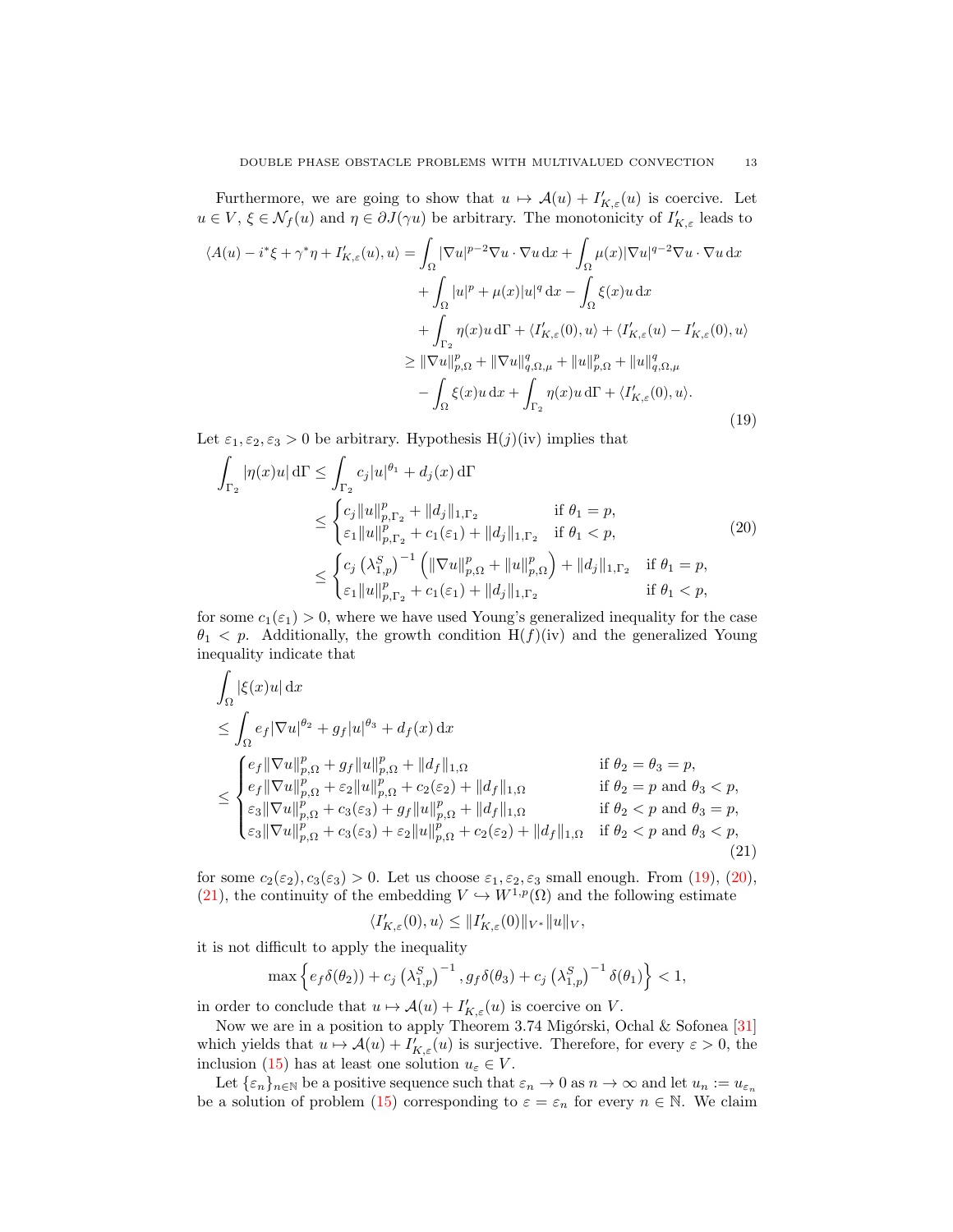Furthermore, we are going to show that $u \mapsto \mathcal{A}(u) + I'_{K,\varepsilon}(u)$ is coercive. Let $u \in V$, $\xi \in \mathcal{N}_f(u)$ and $\eta \in \partial J(\gamma u)$ be arbitrary. The monotonicity of $I'_{K,\varepsilon}$ leads to

$$
\begin{aligned}
\langle A(u) - i^*\xi + \gamma^*\eta + I'_{K,\varepsilon}(u), u\rangle &= \int_\Omega |\nabla u|^{p-2}\nabla u \cdot \nabla u \,\mathrm{d}x + \int_\Omega \mu(x)|\nabla u|^{q-2}\nabla u \cdot \nabla u \,\mathrm{d}x \\
&\quad + \int_\Omega |u|^p + \mu(x)|u|^q \,\mathrm{d}x - \int_\Omega \xi(x) u \,\mathrm{d}x \\
&\quad + \int_{\Gamma_2} \eta(x) u \,\mathrm{d}\Gamma + \langle I'_{K,\varepsilon}(0), u\rangle + \langle I'_{K,\varepsilon}(u) - I'_{K,\varepsilon}(0), u\rangle \\
&\geq \|\nabla u\|_{p,\Omega}^p + \|\nabla u\|_{q,\Omega,\mu}^q + \|u\|_{p,\Omega}^p + \|u\|_{q,\Omega,\mu}^q \\
&\quad - \int_\Omega \xi(x) u \,\mathrm{d}x + \int_{\Gamma_2} \eta(x) u \,\mathrm{d}\Gamma + \langle I'_{K,\varepsilon}(0), u\rangle.
\end{aligned}
\tag{19}
$$

Let $\varepsilon_1, \varepsilon_2, \varepsilon_3 > 0$ be arbitrary. Hypothesis H$(j)$(iv) implies that

$$
\begin{aligned}
\int_{\Gamma_2} |\eta(x) u| \,\mathrm{d}\Gamma &\leq \int_{\Gamma_2} c_j |u|^{\theta_1} + d_j(x) \,\mathrm{d}\Gamma \\
&\leq \begin{cases} c_j \|u\|_{p,\Gamma_2}^p + \|d_j\|_{1,\Gamma_2} & \text{if } \theta_1 = p, \\ \varepsilon_1 \|u\|_{p,\Gamma_2}^p + c_1(\varepsilon_1) + \|d_j\|_{1,\Gamma_2} & \text{if } \theta_1 < p, \end{cases} \\
&\leq \begin{cases} c_j \left(\lambda_{1,p}^S\right)^{-1} \left(\|\nabla u\|_{p,\Omega}^p + \|u\|_{p,\Omega}^p\right) + \|d_j\|_{1,\Gamma_2} & \text{if } \theta_1 = p, \\ \varepsilon_1 \|u\|_{p,\Gamma_2}^p + c_1(\varepsilon_1) + \|d_j\|_{1,\Gamma_2} & \text{if } \theta_1 < p, \end{cases}
\end{aligned}
\tag{20}
$$

for some $c_1(\varepsilon_1) > 0$, where we have used Young's generalized inequality for the case $\theta_1 < p$. Additionally, the growth condition H$(f)$(iv) and the generalized Young inequality indicate that

$$
\begin{aligned}
&\int_\Omega |\xi(x) u| \,\mathrm{d}x \\
&\leq \int_\Omega e_f |\nabla u|^{\theta_2} + g_f |u|^{\theta_3} + d_f(x) \,\mathrm{d}x \\
&\leq \begin{cases} e_f \|\nabla u\|_{p,\Omega}^p + g_f \|u\|_{p,\Omega}^p + \|d_f\|_{1,\Omega} & \text{if } \theta_2 = \theta_3 = p, \\ e_f \|\nabla u\|_{p,\Omega}^p + \varepsilon_2 \|u\|_{p,\Omega}^p + c_2(\varepsilon_2) + \|d_f\|_{1,\Omega} & \text{if } \theta_2 = p \text{ and } \theta_3 < p, \\ \varepsilon_3 \|\nabla u\|_{p,\Omega}^p + c_3(\varepsilon_3) + g_f \|u\|_{p,\Omega}^p + \|d_f\|_{1,\Omega} & \text{if } \theta_2 < p \text{ and } \theta_3 = p, \\ \varepsilon_3 \|\nabla u\|_{p,\Omega}^p + c_3(\varepsilon_3) + \varepsilon_2 \|u\|_{p,\Omega}^p + c_2(\varepsilon_2) + \|d_f\|_{1,\Omega} & \text{if } \theta_2 < p \text{ and } \theta_3 < p, \end{cases}
\end{aligned}
\tag{21}
$$

for some $c_2(\varepsilon_2), c_3(\varepsilon_3) > 0$. Let us choose $\varepsilon_1, \varepsilon_2, \varepsilon_3$ small enough. From (19), (20), (21), the continuity of the embedding $V \hookrightarrow W^{1,p}(\Omega)$ and the following estimate

$$
\langle I'_{K,\varepsilon}(0), u\rangle \leq \|I'_{K,\varepsilon}(0)\|_{V^*} \|u\|_V,
$$

it is not difficult to apply the inequality

$$
\max\left\{ e_f \delta(\theta_2)) + c_j \left(\lambda_{1,p}^S\right)^{-1}, g_f \delta(\theta_3) + c_j \left(\lambda_{1,p}^S\right)^{-1} \delta(\theta_1) \right\} < 1,
$$

in order to conclude that $u \mapsto \mathcal{A}(u) + I'_{K,\varepsilon}(u)$ is coercive on $V$.

Now we are in a position to apply Theorem 3.74 Migórski, Ochal & Sofonea [31] which yields that $u \mapsto \mathcal{A}(u) + I'_{K,\varepsilon}(u)$ is surjective. Therefore, for every $\varepsilon > 0$, the inclusion (15) has at least one solution $u_\varepsilon \in V$.

Let $\{\varepsilon_n\}_{n\in\mathbb{N}}$ be a positive sequence such that $\varepsilon_n \to 0$ as $n \to \infty$ and let $u_n := u_{\varepsilon_n}$ be a solution of problem (15) corresponding to $\varepsilon = \varepsilon_n$ for every $n \in \mathbb{N}$. We claim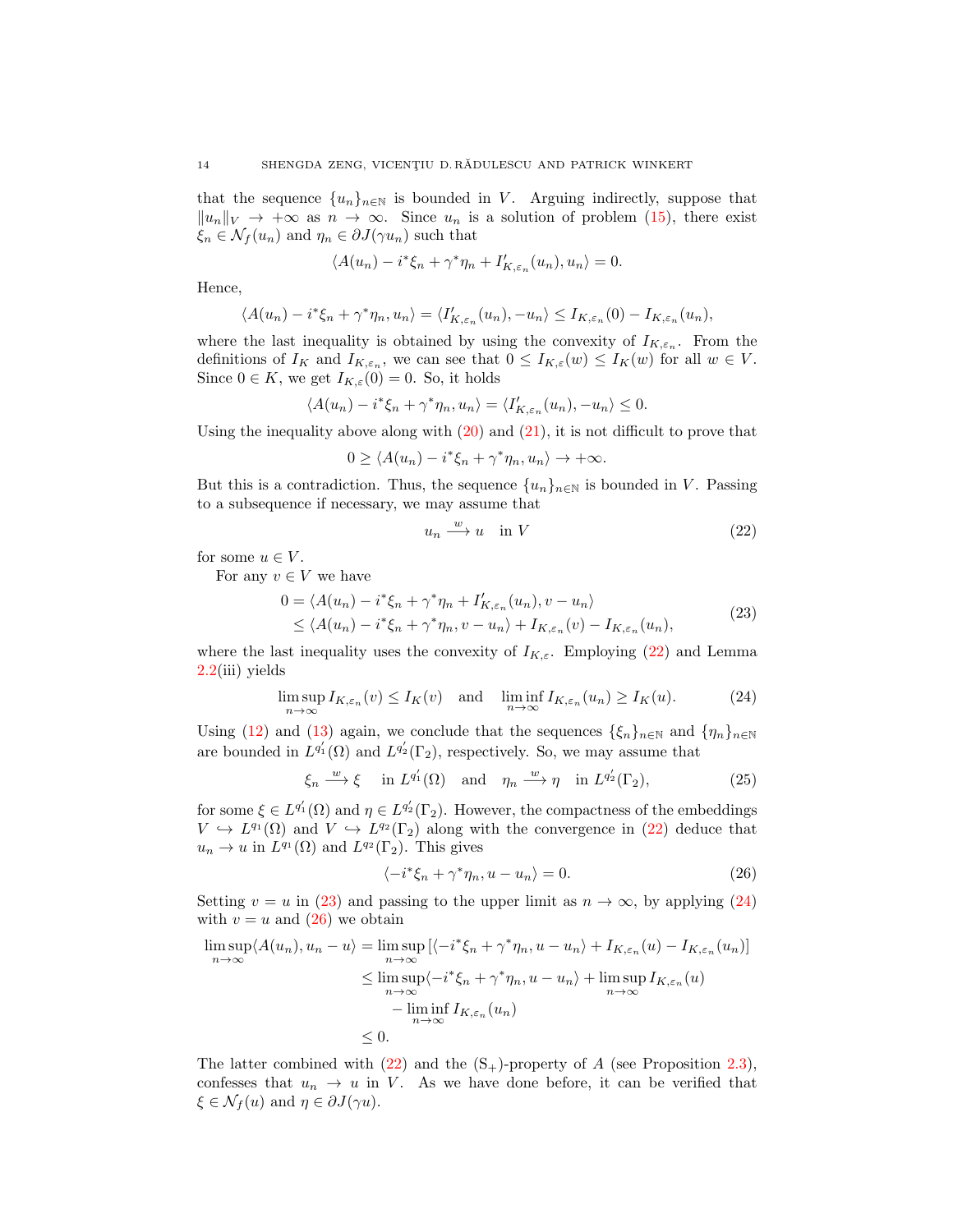that the sequence $\{u_n\}_{n\in\mathbb{N}}$ is bounded in $V$. Arguing indirectly, suppose that $\|u_n\|_V \to +\infty$ as $n \to \infty$. Since $u_n$ is a solution of problem (15), there exist $\xi_n \in \mathcal{N}_f(u_n)$ and $\eta_n \in \partial J(\gamma u_n)$ such that

$$\langle A(u_n) - i^*\xi_n + \gamma^*\eta_n + I'_{K,\varepsilon_n}(u_n), u_n\rangle = 0.$$

Hence,

$$\langle A(u_n) - i^*\xi_n + \gamma^*\eta_n, u_n\rangle = \langle I'_{K,\varepsilon_n}(u_n), -u_n\rangle \le I_{K,\varepsilon_n}(0) - I_{K,\varepsilon_n}(u_n),$$

where the last inequality is obtained by using the convexity of $I_{K,\varepsilon_n}$. From the definitions of $I_K$ and $I_{K,\varepsilon_n}$, we can see that $0 \le I_{K,\varepsilon}(w) \le I_K(w)$ for all $w \in V$. Since $0 \in K$, we get $I_{K,\varepsilon}(0) = 0$. So, it holds

$$\langle A(u_n) - i^*\xi_n + \gamma^*\eta_n, u_n\rangle = \langle I'_{K,\varepsilon_n}(u_n), -u_n\rangle \le 0.$$

Using the inequality above along with (20) and (21), it is not difficult to prove that

$$0 \ge \langle A(u_n) - i^*\xi_n + \gamma^*\eta_n, u_n\rangle \to +\infty.$$

But this is a contradiction. Thus, the sequence $\{u_n\}_{n\in\mathbb{N}}$ is bounded in $V$. Passing to a subsequence if necessary, we may assume that

$$u_n \xrightarrow{w} u \quad \text{in } V \tag{22}$$

for some $u \in V$.

For any $v \in V$ we have

$$\begin{aligned} 0 &= \langle A(u_n) - i^*\xi_n + \gamma^*\eta_n + I'_{K,\varepsilon_n}(u_n), v - u_n\rangle \\ &\le \langle A(u_n) - i^*\xi_n + \gamma^*\eta_n, v - u_n\rangle + I_{K,\varepsilon_n}(v) - I_{K,\varepsilon_n}(u_n), \end{aligned} \tag{23}$$

where the last inequality uses the convexity of $I_{K,\varepsilon}$. Employing (22) and Lemma 2.2(iii) yields

$$\limsup_{n\to\infty} I_{K,\varepsilon_n}(v) \le I_K(v) \quad \text{and} \quad \liminf_{n\to\infty} I_{K,\varepsilon_n}(u_n) \ge I_K(u). \tag{24}$$

Using (12) and (13) again, we conclude that the sequences $\{\xi_n\}_{n\in\mathbb{N}}$ and $\{\eta_n\}_{n\in\mathbb{N}}$ are bounded in $L^{q_1'}(\Omega)$ and $L^{q_2'}(\Gamma_2)$, respectively. So, we may assume that

$$\xi_n \xrightarrow{w} \xi \quad \text{in } L^{q_1'}(\Omega) \quad \text{and} \quad \eta_n \xrightarrow{w} \eta \quad \text{in } L^{q_2'}(\Gamma_2), \tag{25}$$

for some $\xi \in L^{q_1'}(\Omega)$ and $\eta \in L^{q_2'}(\Gamma_2)$. However, the compactness of the embeddings $V \hookrightarrow L^{q_1}(\Omega)$ and $V \hookrightarrow L^{q_2}(\Gamma_2)$ along with the convergence in (22) deduce that $u_n \to u$ in $L^{q_1}(\Omega)$ and $L^{q_2}(\Gamma_2)$. This gives

$$\langle -i^*\xi_n + \gamma^*\eta_n, u - u_n\rangle = 0. \tag{26}$$

Setting $v = u$ in (23) and passing to the upper limit as $n \to \infty$, by applying (24) with $v = u$ and (26) we obtain

$$\begin{aligned} \limsup_{n\to\infty} \langle A(u_n), u_n - u\rangle &= \limsup_{n\to\infty} \left[\langle -i^*\xi_n + \gamma^*\eta_n, u - u_n\rangle + I_{K,\varepsilon_n}(u) - I_{K,\varepsilon_n}(u_n)\right] \\ &\le \limsup_{n\to\infty} \langle -i^*\xi_n + \gamma^*\eta_n, u - u_n\rangle + \limsup_{n\to\infty} I_{K,\varepsilon_n}(u) \\ &\quad - \liminf_{n\to\infty} I_{K,\varepsilon_n}(u_n) \\ &\le 0. \end{aligned}$$

The latter combined with (22) and the $(\mathrm{S}_+)$-property of $A$ (see Proposition 2.3), confesses that $u_n \to u$ in $V$. As we have done before, it can be verified that $\xi \in \mathcal{N}_f(u)$ and $\eta \in \partial J(\gamma u)$.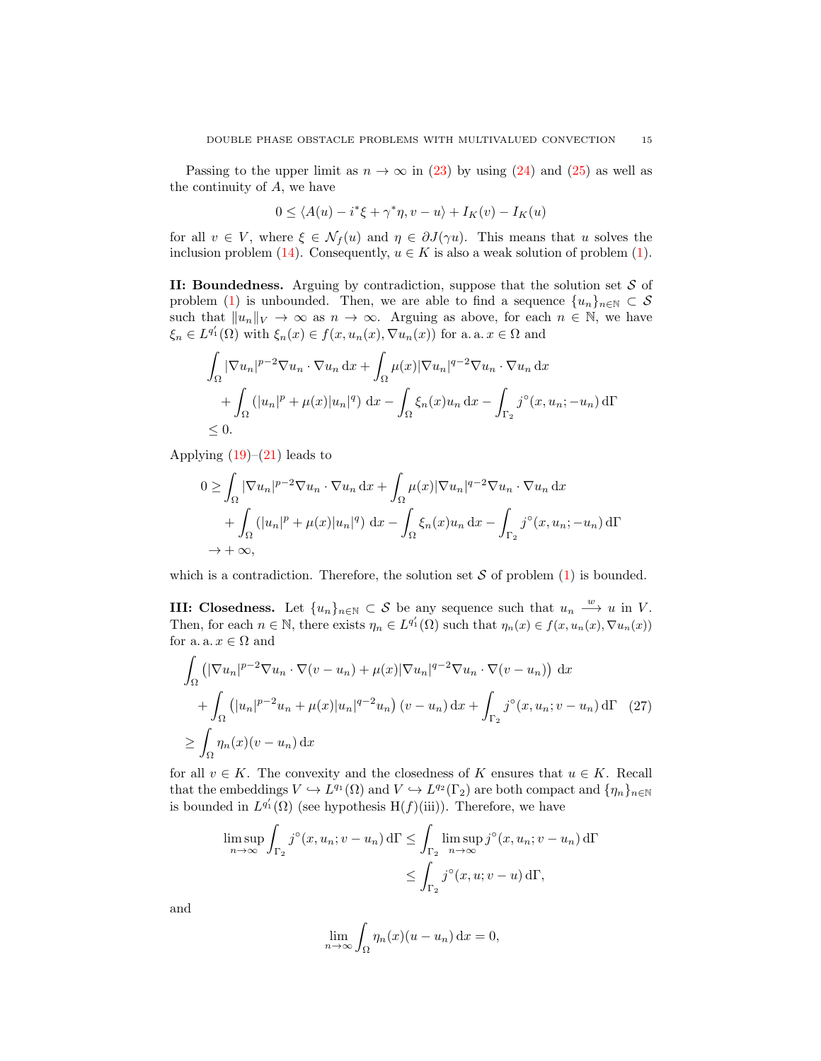Passing to the upper limit as $n \to \infty$ in (23) by using (24) and (25) as well as the continuity of $A$, we have

$$0 \le \langle A(u) - i^*\xi + \gamma^*\eta, v - u\rangle + I_K(v) - I_K(u)$$

for all $v \in V$, where $\xi \in \mathcal{N}_f(u)$ and $\eta \in \partial J(\gamma u)$. This means that $u$ solves the inclusion problem (14). Consequently, $u \in K$ is also a weak solution of problem (1).

**II: Boundedness.** Arguing by contradiction, suppose that the solution set $\mathcal{S}$ of problem (1) is unbounded. Then, we are able to find a sequence $\{u_n\}_{n\in\mathbb{N}} \subset \mathcal{S}$ such that $\|u_n\|_V \to \infty$ as $n \to \infty$. Arguing as above, for each $n \in \mathbb{N}$, we have $\xi_n \in L^{q_1'}(\Omega)$ with $\xi_n(x) \in f(x, u_n(x), \nabla u_n(x))$ for a. a. $x \in \Omega$ and

$$\begin{aligned}
&\int_\Omega |\nabla u_n|^{p-2}\nabla u_n \cdot \nabla u_n \,\mathrm{d}x + \int_\Omega \mu(x)|\nabla u_n|^{q-2}\nabla u_n \cdot \nabla u_n \,\mathrm{d}x \\
&\quad + \int_\Omega \left(|u_n|^p + \mu(x)|u_n|^q\right) \mathrm{d}x - \int_\Omega \xi_n(x) u_n \,\mathrm{d}x - \int_{\Gamma_2} j^\circ(x, u_n; -u_n)\,\mathrm{d}\Gamma \\
&\le 0.
\end{aligned}$$

Applying (19)–(21) leads to

$$\begin{aligned}
0 \ge &\int_\Omega |\nabla u_n|^{p-2}\nabla u_n \cdot \nabla u_n \,\mathrm{d}x + \int_\Omega \mu(x)|\nabla u_n|^{q-2}\nabla u_n \cdot \nabla u_n \,\mathrm{d}x \\
&+ \int_\Omega \left(|u_n|^p + \mu(x)|u_n|^q\right) \mathrm{d}x - \int_\Omega \xi_n(x) u_n \,\mathrm{d}x - \int_{\Gamma_2} j^\circ(x, u_n; -u_n)\,\mathrm{d}\Gamma \\
\to &+\infty,
\end{aligned}$$

which is a contradiction. Therefore, the solution set $\mathcal{S}$ of problem (1) is bounded.

**III: Closedness.** Let $\{u_n\}_{n\in\mathbb{N}} \subset \mathcal{S}$ be any sequence such that $u_n \xrightarrow{w} u$ in $V$. Then, for each $n \in \mathbb{N}$, there exists $\eta_n \in L^{q_1'}(\Omega)$ such that $\eta_n(x) \in f(x, u_n(x), \nabla u_n(x))$ for a. a. $x \in \Omega$ and

$$\begin{aligned}
&\int_\Omega \left(|\nabla u_n|^{p-2}\nabla u_n \cdot \nabla(v - u_n) + \mu(x)|\nabla u_n|^{q-2}\nabla u_n \cdot \nabla(v - u_n)\right) \mathrm{d}x \\
&\quad + \int_\Omega \left(|u_n|^{p-2}u_n + \mu(x)|u_n|^{q-2}u_n\right)(v - u_n)\,\mathrm{d}x + \int_{\Gamma_2} j^\circ(x, u_n; v - u_n)\,\mathrm{d}\Gamma \qquad (27)\\
&\ge \int_\Omega \eta_n(x)(v - u_n)\,\mathrm{d}x
\end{aligned}$$

for all $v \in K$. The convexity and the closedness of $K$ ensures that $u \in K$. Recall that the embeddings $V \hookrightarrow L^{q_1}(\Omega)$ and $V \hookrightarrow L^{q_2}(\Gamma_2)$ are both compact and $\{\eta_n\}_{n\in\mathbb{N}}$ is bounded in $L^{q_1'}(\Omega)$ (see hypothesis H($f$)(iii)). Therefore, we have

$$\begin{aligned}
\limsup_{n\to\infty} \int_{\Gamma_2} j^\circ(x, u_n; v - u_n)\,\mathrm{d}\Gamma &\le \int_{\Gamma_2} \limsup_{n\to\infty} j^\circ(x, u_n; v - u_n)\,\mathrm{d}\Gamma \\
&\le \int_{\Gamma_2} j^\circ(x, u; v - u)\,\mathrm{d}\Gamma,
\end{aligned}$$

and

$$\lim_{n\to\infty} \int_\Omega \eta_n(x)(u - u_n)\,\mathrm{d}x = 0,$$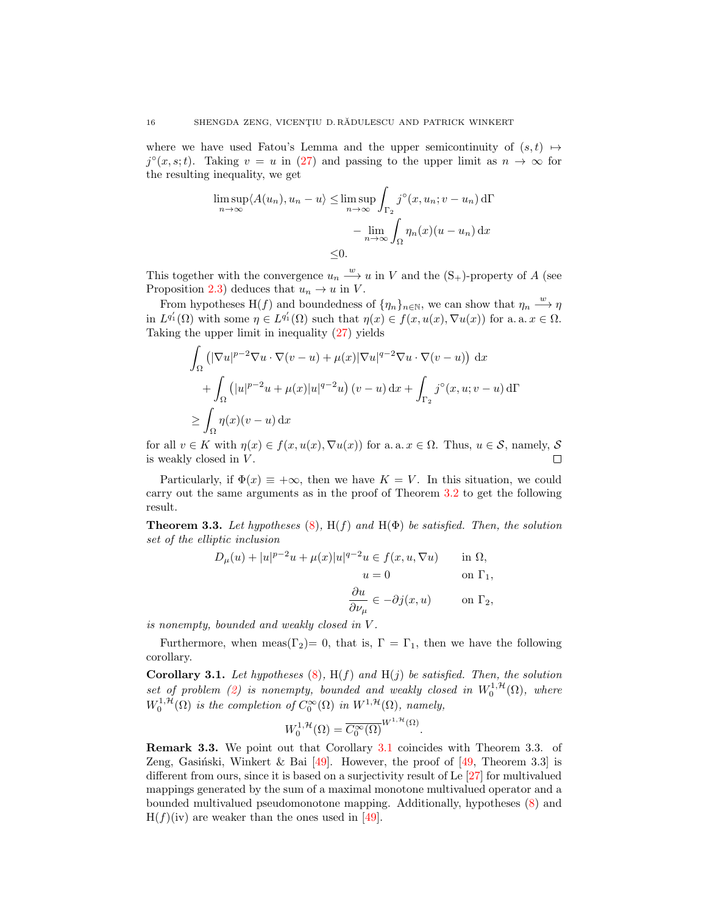where we have used Fatou's Lemma and the upper semicontinuity of $(s,t) \mapsto j^\circ(x,s;t)$. Taking $v = u$ in (27) and passing to the upper limit as $n \to \infty$ for the resulting inequality, we get

$$\begin{aligned}\limsup_{n\to\infty}\langle A(u_n), u_n - u\rangle \le &\limsup_{n\to\infty}\int_{\Gamma_2} j^\circ(x,u_n;v-u_n)\,\mathrm{d}\Gamma\\ &\qquad - \lim_{n\to\infty}\int_\Omega \eta_n(x)(u-u_n)\,\mathrm{d}x\\ \le &0.\end{aligned}$$

This together with the convergence $u_n \xrightarrow{w} u$ in $V$ and the $(\mathrm{S}_+)$-property of $A$ (see Proposition 2.3) deduces that $u_n \to u$ in $V$.

From hypotheses H($f$) and boundedness of $\{\eta_n\}_{n\in\mathbb{N}}$, we can show that $\eta_n \xrightarrow{w} \eta$ in $L^{q_1'}(\Omega)$ with some $\eta \in L^{q_1'}(\Omega)$ such that $\eta(x) \in f(x,u(x),\nabla u(x))$ for a. a. $x \in \Omega$. Taking the upper limit in inequality (27) yields

$$\begin{aligned}&\int_\Omega \left(|\nabla u|^{p-2}\nabla u\cdot\nabla(v-u) + \mu(x)|\nabla u|^{q-2}\nabla u\cdot\nabla(v-u)\right)\,\mathrm{d}x\\ &\quad + \int_\Omega \left(|u|^{p-2}u + \mu(x)|u|^{q-2}u\right)(v-u)\,\mathrm{d}x + \int_{\Gamma_2} j^\circ(x,u;v-u)\,\mathrm{d}\Gamma\\ &\ge \int_\Omega \eta(x)(v-u)\,\mathrm{d}x\end{aligned}$$

for all $v \in K$ with $\eta(x) \in f(x,u(x),\nabla u(x))$ for a. a. $x \in \Omega$. Thus, $u \in \mathcal{S}$, namely, $\mathcal{S}$ is weakly closed in $V$. $\square$

Particularly, if $\Phi(x) \equiv +\infty$, then we have $K = V$. In this situation, we could carry out the same arguments as in the proof of Theorem 3.2 to get the following result.

**Theorem 3.3.** *Let hypotheses (8), H($f$) and H($\Phi$) be satisfied. Then, the solution set of the elliptic inclusion*

$$\begin{aligned} D_\mu(u) + |u|^{p-2}u + \mu(x)|u|^{q-2}u &\in f(x,u,\nabla u) && \text{in } \Omega,\\ u &= 0 && \text{on } \Gamma_1,\\ \frac{\partial u}{\partial \nu_\mu} &\in -\partial j(x,u) && \text{on } \Gamma_2,\end{aligned}$$

*is nonempty, bounded and weakly closed in $V$.*

Furthermore, when meas($\Gamma_2$)= 0, that is, $\Gamma = \Gamma_1$, then we have the following corollary.

**Corollary 3.1.** *Let hypotheses (8), H($f$) and H($j$) be satisfied. Then, the solution set of problem (2) is nonempty, bounded and weakly closed in $W_0^{1,\mathcal{H}}(\Omega)$, where $W_0^{1,\mathcal{H}}(\Omega)$ is the completion of $C_0^\infty(\Omega)$ in $W^{1,\mathcal{H}}(\Omega)$, namely,*

$$W_0^{1,\mathcal{H}}(\Omega) = \overline{C_0^\infty(\Omega)}^{W^{1,\mathcal{H}}(\Omega)}.$$

**Remark 3.3.** We point out that Corollary 3.1 coincides with Theorem 3.3. of Zeng, Gasiński, Winkert & Bai [49]. However, the proof of [49, Theorem 3.3] is different from ours, since it is based on a surjectivity result of Le [27] for multivalued mappings generated by the sum of a maximal monotone multivalued operator and a bounded multivalued pseudomonotone mapping. Additionally, hypotheses (8) and H($f$)(iv) are weaker than the ones used in [49].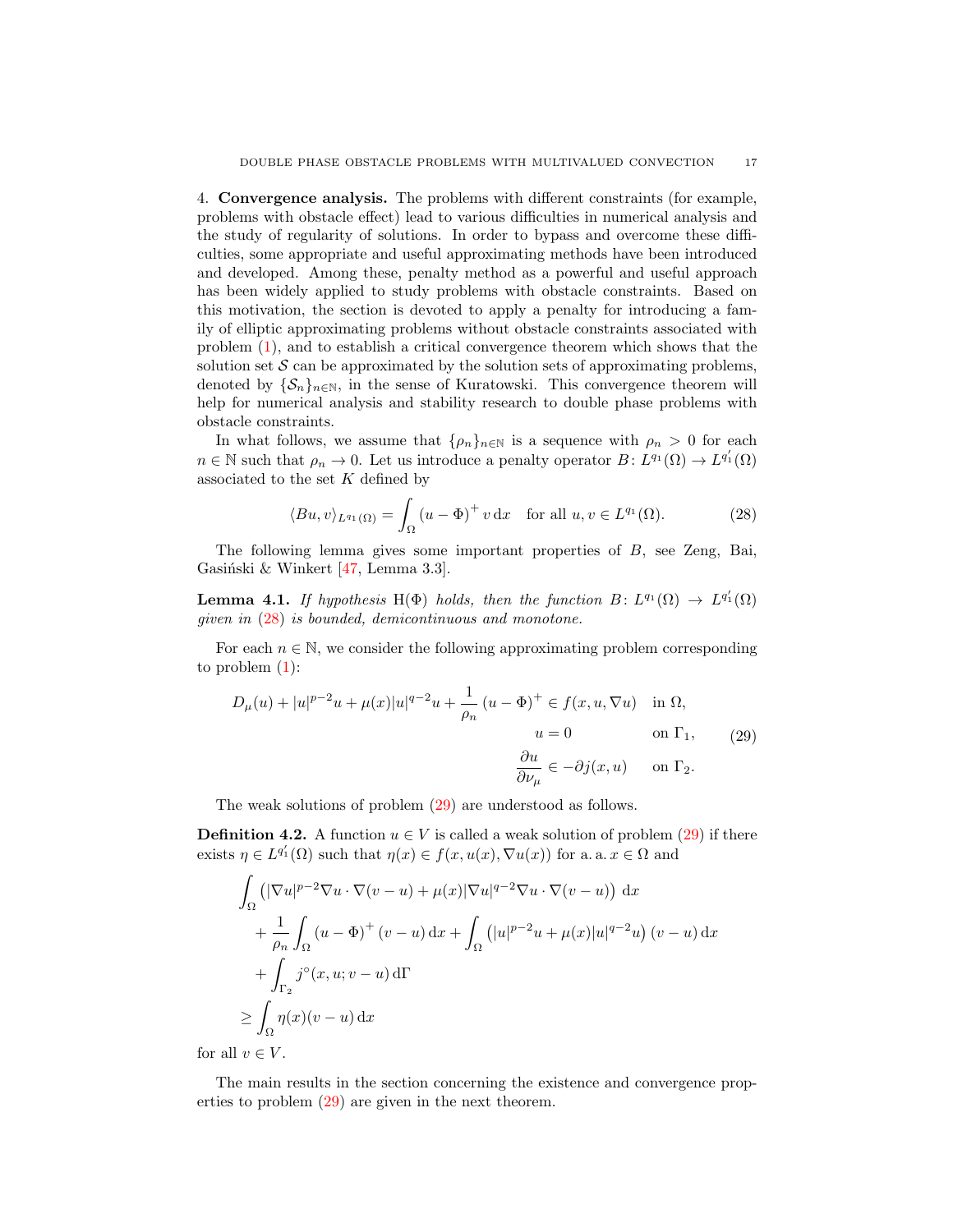4. **Convergence analysis.** The problems with different constraints (for example, problems with obstacle effect) lead to various difficulties in numerical analysis and the study of regularity of solutions. In order to bypass and overcome these difficulties, some appropriate and useful approximating methods have been introduced and developed. Among these, penalty method as a powerful and useful approach has been widely applied to study problems with obstacle constraints. Based on this motivation, the section is devoted to apply a penalty for introducing a family of elliptic approximating problems without obstacle constraints associated with problem (1), and to establish a critical convergence theorem which shows that the solution set $\mathcal{S}$ can be approximated by the solution sets of approximating problems, denoted by $\{\mathcal{S}_n\}_{n\in\mathbb{N}}$, in the sense of Kuratowski. This convergence theorem will help for numerical analysis and stability research to double phase problems with obstacle constraints.

In what follows, we assume that $\{\rho_n\}_{n\in\mathbb{N}}$ is a sequence with $\rho_n > 0$ for each $n \in \mathbb{N}$ such that $\rho_n \to 0$. Let us introduce a penalty operator $B\colon L^{q_1}(\Omega) \to L^{q_1'}(\Omega)$ associated to the set $K$ defined by

$$\langle Bu, v\rangle_{L^{q_1}(\Omega)} = \int_\Omega (u-\Phi)^+ \, v \,\mathrm{d}x \quad \text{for all } u, v \in L^{q_1}(\Omega). \tag{28}$$

The following lemma gives some important properties of $B$, see Zeng, Bai, Gasiński & Winkert [47, Lemma 3.3].

**Lemma 4.1.** *If hypothesis* H($\Phi$) *holds, then the function* $B\colon L^{q_1}(\Omega) \to L^{q_1'}(\Omega)$ *given in* (28) *is bounded, demicontinuous and monotone.*

For each $n \in \mathbb{N}$, we consider the following approximating problem corresponding to problem (1):

$$\begin{aligned}
D_\mu(u) + |u|^{p-2}u + \mu(x)|u|^{q-2}u + \frac{1}{\rho_n}\,(u-\Phi)^+ &\in f(x,u,\nabla u) && \text{in } \Omega,\\
u &= 0 && \text{on } \Gamma_1,\\
\frac{\partial u}{\partial \nu_\mu} &\in -\partial j(x,u) && \text{on } \Gamma_2.
\end{aligned} \tag{29}$$

The weak solutions of problem (29) are understood as follows.

**Definition 4.2.** A function $u \in V$ is called a weak solution of problem (29) if there exists $\eta \in L^{q_1'}(\Omega)$ such that $\eta(x) \in f(x,u(x),\nabla u(x))$ for a. a. $x \in \Omega$ and

$$\begin{aligned}
&\int_\Omega \left(|\nabla u|^{p-2}\nabla u\cdot\nabla(v-u) + \mu(x)|\nabla u|^{q-2}\nabla u\cdot\nabla(v-u)\right)\,\mathrm{d}x\\
&\quad + \frac{1}{\rho_n}\int_\Omega (u-\Phi)^+\,(v-u)\,\mathrm{d}x + \int_\Omega \left(|u|^{p-2}u + \mu(x)|u|^{q-2}u\right)(v-u)\,\mathrm{d}x\\
&\quad + \int_{\Gamma_2} j^\circ(x,u;v-u)\,\mathrm{d}\Gamma\\
&\geq \int_\Omega \eta(x)(v-u)\,\mathrm{d}x
\end{aligned}$$

for all $v \in V$.

The main results in the section concerning the existence and convergence properties to problem (29) are given in the next theorem.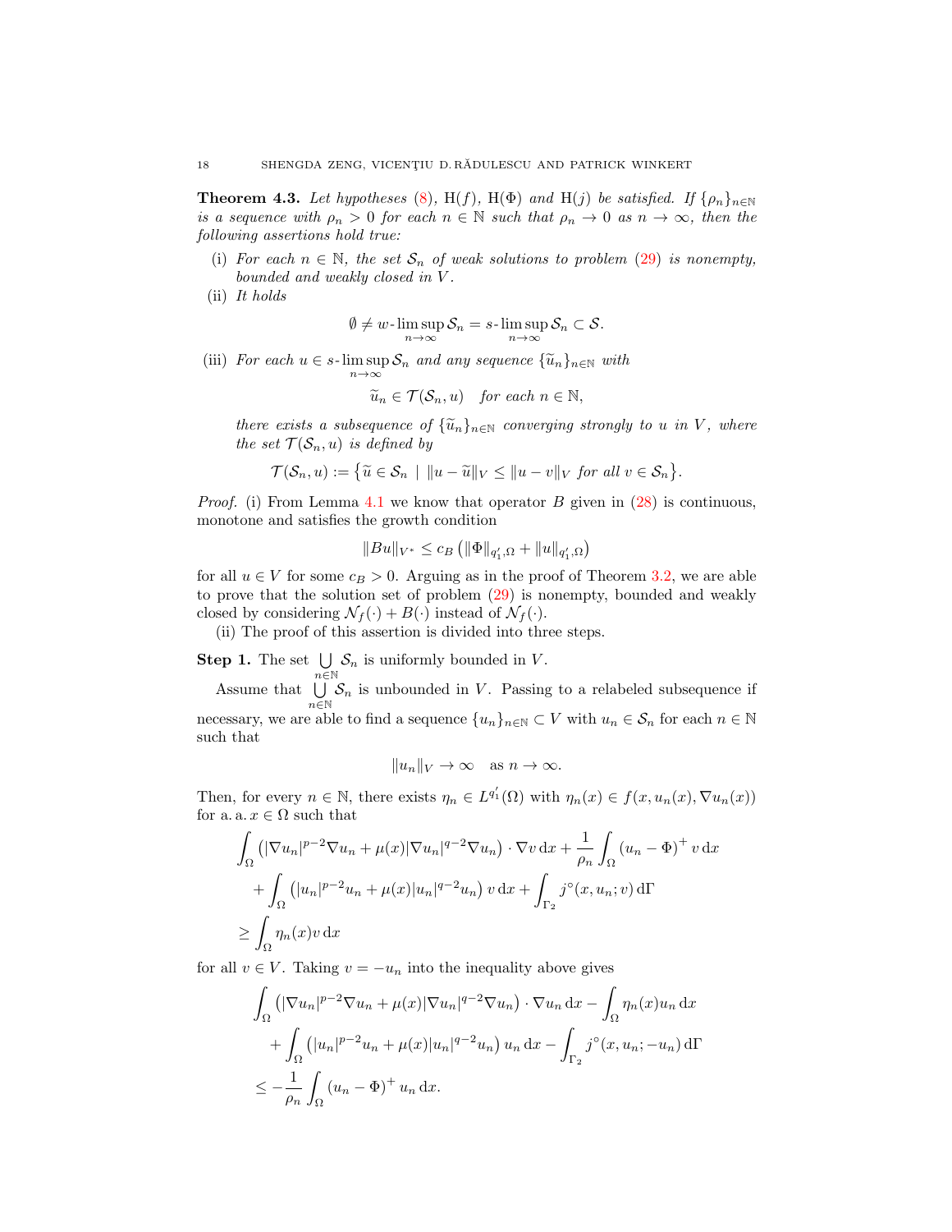**Theorem 4.3.** *Let hypotheses* (8), H$(f)$, H$(\Phi)$ *and* H$(j)$ *be satisfied. If* $\{\rho_n\}_{n\in\mathbb{N}}$ *is a sequence with* $\rho_n > 0$ *for each* $n \in \mathbb{N}$ *such that* $\rho_n \to 0$ *as* $n \to \infty$, *then the following assertions hold true:*

(i) *For each* $n \in \mathbb{N}$, *the set* $\mathcal{S}_n$ *of weak solutions to problem* (29) *is nonempty, bounded and weakly closed in* $V$.

(ii) *It holds*

$$\emptyset \neq w\text{-}\limsup_{n\to\infty} \mathcal{S}_n = s\text{-}\limsup_{n\to\infty} \mathcal{S}_n \subset \mathcal{S}.$$

(iii) *For each* $u \in s\text{-}\limsup_{n\to\infty} \mathcal{S}_n$ *and any sequence* $\{\widetilde{u}_n\}_{n\in\mathbb{N}}$ *with*

$$\widetilde{u}_n \in \mathcal{T}(\mathcal{S}_n, u) \quad \text{for each } n \in \mathbb{N},$$

*there exists a subsequence of* $\{\widetilde{u}_n\}_{n\in\mathbb{N}}$ *converging strongly to* $u$ *in* $V$, *where the set* $\mathcal{T}(\mathcal{S}_n, u)$ *is defined by*

$$\mathcal{T}(\mathcal{S}_n, u) := \left\{ \widetilde{u} \in \mathcal{S}_n \;\middle|\; \|u - \widetilde{u}\|_V \leq \|u - v\|_V \text{ for all } v \in \mathcal{S}_n \right\}.$$

*Proof.* (i) From Lemma 4.1 we know that operator $B$ given in (28) is continuous, monotone and satisfies the growth condition

$$\|Bu\|_{V^*} \leq c_B \left( \|\Phi\|_{q_1',\Omega} + \|u\|_{q_1',\Omega} \right)$$

for all $u \in V$ for some $c_B > 0$. Arguing as in the proof of Theorem 3.2, we are able to prove that the solution set of problem (29) is nonempty, bounded and weakly closed by considering $\mathcal{N}_f(\cdot) + B(\cdot)$ instead of $\mathcal{N}_f(\cdot)$.

(ii) The proof of this assertion is divided into three steps.

**Step 1.** The set $\bigcup_{n\in\mathbb{N}} \mathcal{S}_n$ is uniformly bounded in $V$.

Assume that $\bigcup_{n\in\mathbb{N}} \mathcal{S}_n$ is unbounded in $V$. Passing to a relabeled subsequence if necessary, we are able to find a sequence $\{u_n\}_{n\in\mathbb{N}} \subset V$ with $u_n \in \mathcal{S}_n$ for each $n \in \mathbb{N}$ such that

$$\|u_n\|_V \to \infty \quad \text{as } n \to \infty.$$

Then, for every $n \in \mathbb{N}$, there exists $\eta_n \in L^{q_1'}(\Omega)$ with $\eta_n(x) \in f(x, u_n(x), \nabla u_n(x))$ for a. a. $x \in \Omega$ such that

$$\begin{aligned}
&\int_\Omega \left( |\nabla u_n|^{p-2} \nabla u_n + \mu(x) |\nabla u_n|^{q-2} \nabla u_n \right) \cdot \nabla v \,\mathrm{d}x + \frac{1}{\rho_n} \int_\Omega (u_n - \Phi)^+ v \,\mathrm{d}x \\
&\quad + \int_\Omega \left( |u_n|^{p-2} u_n + \mu(x) |u_n|^{q-2} u_n \right) v \,\mathrm{d}x + \int_{\Gamma_2} j^\circ(x, u_n; v) \,\mathrm{d}\Gamma \\
&\geq \int_\Omega \eta_n(x) v \,\mathrm{d}x
\end{aligned}$$

for all $v \in V$. Taking $v = -u_n$ into the inequality above gives

$$\begin{aligned}
&\int_\Omega \left( |\nabla u_n|^{p-2} \nabla u_n + \mu(x) |\nabla u_n|^{q-2} \nabla u_n \right) \cdot \nabla u_n \,\mathrm{d}x - \int_\Omega \eta_n(x) u_n \,\mathrm{d}x \\
&\quad + \int_\Omega \left( |u_n|^{p-2} u_n + \mu(x) |u_n|^{q-2} u_n \right) u_n \,\mathrm{d}x - \int_{\Gamma_2} j^\circ(x, u_n; -u_n) \,\mathrm{d}\Gamma \\
&\leq -\frac{1}{\rho_n} \int_\Omega (u_n - \Phi)^+ u_n \,\mathrm{d}x.
\end{aligned}$$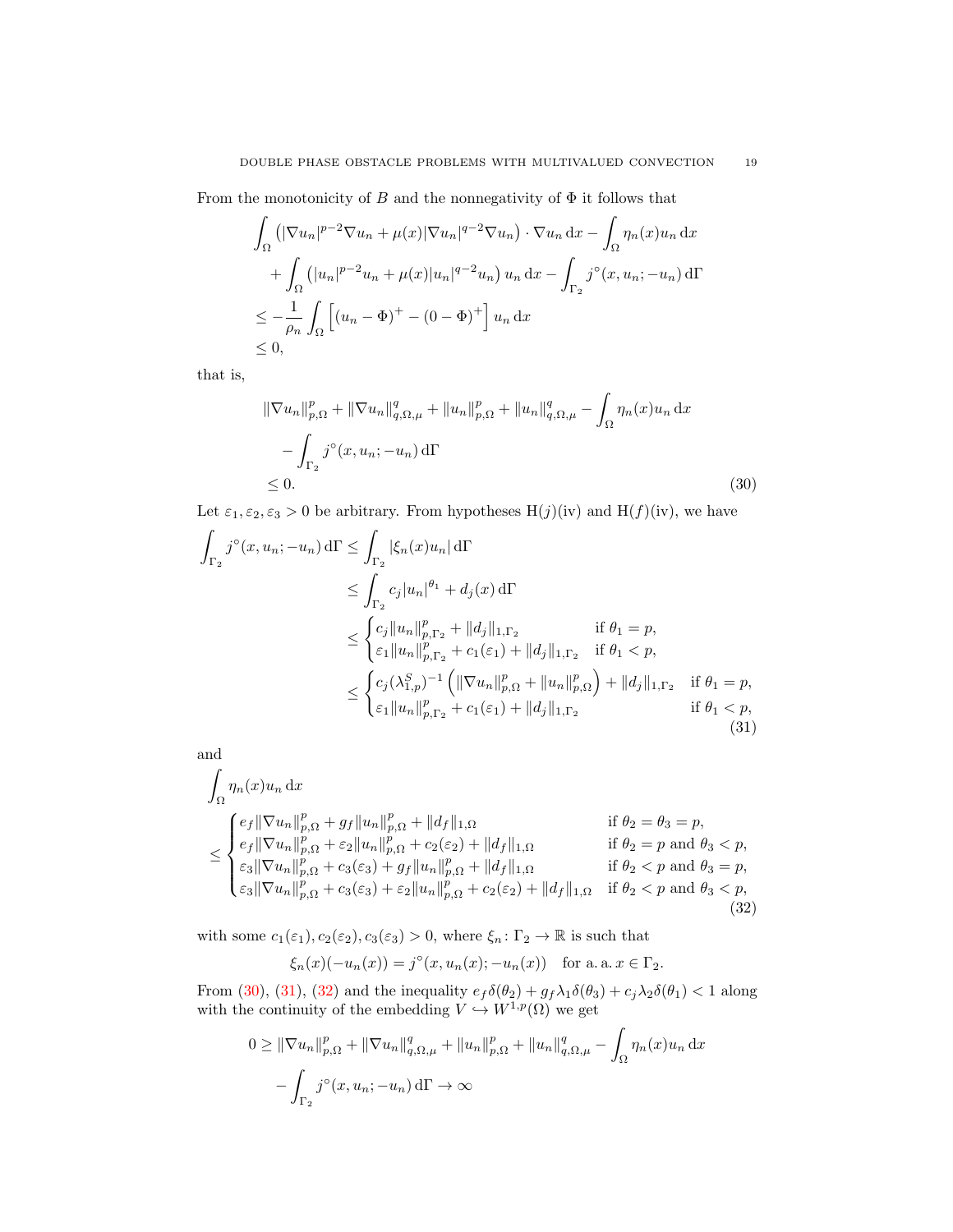From the monotonicity of $B$ and the nonnegativity of $\Phi$ it follows that

$$
\begin{aligned}
&\int_\Omega \left(|\nabla u_n|^{p-2}\nabla u_n + \mu(x)|\nabla u_n|^{q-2}\nabla u_n\right)\cdot \nabla u_n \,\mathrm{d}x - \int_\Omega \eta_n(x) u_n \,\mathrm{d}x \\
&\quad + \int_\Omega \left(|u_n|^{p-2}u_n + \mu(x)|u_n|^{q-2}u_n\right) u_n \,\mathrm{d}x - \int_{\Gamma_2} j^\circ(x, u_n; -u_n)\,\mathrm{d}\Gamma \\
&\le -\frac{1}{\rho_n}\int_\Omega \left[(u_n - \Phi)^+ - (0-\Phi)^+\right] u_n \,\mathrm{d}x \\
&\le 0,
\end{aligned}
$$

that is,

$$
\begin{aligned}
&\|\nabla u_n\|_{p,\Omega}^p + \|\nabla u_n\|_{q,\Omega,\mu}^q + \|u_n\|_{p,\Omega}^p + \|u_n\|_{q,\Omega,\mu}^q - \int_\Omega \eta_n(x) u_n \,\mathrm{d}x \\
&\quad - \int_{\Gamma_2} j^\circ(x, u_n; -u_n)\,\mathrm{d}\Gamma \\
&\le 0. 
\end{aligned}
\tag{30}
$$

Let $\varepsilon_1, \varepsilon_2, \varepsilon_3 > 0$ be arbitrary. From hypotheses H($j$)(iv) and H($f$)(iv), we have

$$
\begin{aligned}
\int_{\Gamma_2} j^\circ(x, u_n; -u_n)\,\mathrm{d}\Gamma &\le \int_{\Gamma_2} |\xi_n(x) u_n|\,\mathrm{d}\Gamma \\
&\le \int_{\Gamma_2} c_j |u_n|^{\theta_1} + d_j(x)\,\mathrm{d}\Gamma \\
&\le \begin{cases} c_j \|u_n\|_{p,\Gamma_2}^p + \|d_j\|_{1,\Gamma_2} & \text{if } \theta_1 = p, \\ \varepsilon_1 \|u_n\|_{p,\Gamma_2}^p + c_1(\varepsilon_1) + \|d_j\|_{1,\Gamma_2} & \text{if } \theta_1 < p, \end{cases} \\
&\le \begin{cases} c_j (\lambda_{1,p}^S)^{-1}\left(\|\nabla u_n\|_{p,\Omega}^p + \|u_n\|_{p,\Omega}^p\right) + \|d_j\|_{1,\Gamma_2} & \text{if } \theta_1 = p, \\ \varepsilon_1 \|u_n\|_{p,\Gamma_2}^p + c_1(\varepsilon_1) + \|d_j\|_{1,\Gamma_2} & \text{if } \theta_1 < p, \end{cases}
\end{aligned}
\tag{31}
$$

and

$$
\begin{aligned}
&\int_\Omega \eta_n(x) u_n \,\mathrm{d}x \\
&\le \begin{cases} e_f \|\nabla u_n\|_{p,\Omega}^p + g_f \|u_n\|_{p,\Omega}^p + \|d_f\|_{1,\Omega} & \text{if } \theta_2 = \theta_3 = p, \\ e_f \|\nabla u_n\|_{p,\Omega}^p + \varepsilon_2 \|u_n\|_{p,\Omega}^p + c_2(\varepsilon_2) + \|d_f\|_{1,\Omega} & \text{if } \theta_2 = p \text{ and } \theta_3 < p, \\ \varepsilon_3 \|\nabla u_n\|_{p,\Omega}^p + c_3(\varepsilon_3) + g_f \|u_n\|_{p,\Omega}^p + \|d_f\|_{1,\Omega} & \text{if } \theta_2 < p \text{ and } \theta_3 = p, \\ \varepsilon_3 \|\nabla u_n\|_{p,\Omega}^p + c_3(\varepsilon_3) + \varepsilon_2 \|u_n\|_{p,\Omega}^p + c_2(\varepsilon_2) + \|d_f\|_{1,\Omega} & \text{if } \theta_2 < p \text{ and } \theta_3 < p, \end{cases}
\end{aligned}
\tag{32}
$$

with some $c_1(\varepsilon_1), c_2(\varepsilon_2), c_3(\varepsilon_3) > 0$, where $\xi_n\colon \Gamma_2 \to \mathbb{R}$ is such that

$$
\xi_n(x)(-u_n(x)) = j^\circ(x, u_n(x); -u_n(x)) \quad \text{for a. a. } x \in \Gamma_2.
$$

From (30), (31), (32) and the inequality $e_f\delta(\theta_2) + g_f\lambda_1\delta(\theta_3) + c_j\lambda_2\delta(\theta_1) < 1$ along with the continuity of the embedding $V \hookrightarrow W^{1,p}(\Omega)$ we get

$$
\begin{aligned}
0 &\ge \|\nabla u_n\|_{p,\Omega}^p + \|\nabla u_n\|_{q,\Omega,\mu}^q + \|u_n\|_{p,\Omega}^p + \|u_n\|_{q,\Omega,\mu}^q - \int_\Omega \eta_n(x) u_n \,\mathrm{d}x \\
&\quad - \int_{\Gamma_2} j^\circ(x, u_n; -u_n)\,\mathrm{d}\Gamma \to \infty
\end{aligned}
$$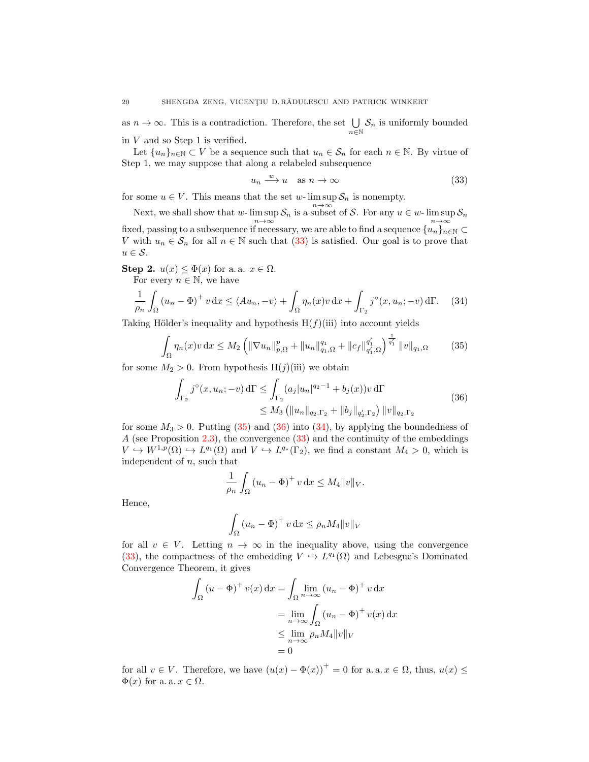as $n \to \infty$. This is a contradiction. Therefore, the set $\bigcup_{n\in\mathbb{N}} \mathcal{S}_n$ is uniformly bounded in $V$ and so Step 1 is verified.

Let $\{u_n\}_{n\in\mathbb{N}} \subset V$ be a sequence such that $u_n \in \mathcal{S}_n$ for each $n \in \mathbb{N}$. By virtue of Step 1, we may suppose that along a relabeled subsequence

$$u_n \xrightarrow{w} u \quad \text{as } n \to \infty \tag{33}$$

for some $u \in V$. This means that the set $w\text{-}\limsup_{n\to\infty} \mathcal{S}_n$ is nonempty.

Next, we shall show that $w\text{-}\limsup_{n\to\infty} \mathcal{S}_n$ is a subset of $\mathcal{S}$. For any $u \in w\text{-}\limsup_{n\to\infty} \mathcal{S}_n$ fixed, passing to a subsequence if necessary, we are able to find a sequence $\{u_n\}_{n\in\mathbb{N}} \subset V$ with $u_n \in \mathcal{S}_n$ for all $n \in \mathbb{N}$ such that (33) is satisfied. Our goal is to prove that $u \in \mathcal{S}$.

**Step 2.** $u(x) \leq \Phi(x)$ for a. a. $x \in \Omega$.

For every $n \in \mathbb{N}$, we have

$$\frac{1}{\rho_n} \int_\Omega (u_n - \Phi)^+ v \, \mathrm{d}x \leq \langle Au_n, -v \rangle + \int_\Omega \eta_n(x) v \, \mathrm{d}x + \int_{\Gamma_2} j^\circ(x, u_n; -v) \, \mathrm{d}\Gamma. \tag{34}$$

Taking Hölder's inequality and hypothesis H$(f)$(iii) into account yields

$$\int_\Omega \eta_n(x) v \, \mathrm{d}x \leq M_2 \left( \|\nabla u_n\|_{p,\Omega}^p + \|u_n\|_{q_1,\Omega}^{q_1} + \|c_f\|_{q_1',\Omega}^{q_1'} \right)^{\frac{1}{q_1'}} \|v\|_{q_1,\Omega} \tag{35}$$

for some $M_2 > 0$. From hypothesis H$(j)$(iii) we obtain

$$\begin{aligned} \int_{\Gamma_2} j^\circ(x, u_n; -v) \, \mathrm{d}\Gamma &\leq \int_{\Gamma_2} (a_j |u_n|^{q_2 - 1} + b_j(x)) v \, \mathrm{d}\Gamma \\ &\leq M_3 \left( \|u_n\|_{q_2,\Gamma_2} + \|b_j\|_{q_2',\Gamma_2} \right) \|v\|_{q_2,\Gamma_2} \end{aligned} \tag{36}$$

for some $M_3 > 0$. Putting (35) and (36) into (34), by applying the boundedness of $A$ (see Proposition 2.3), the convergence (33) and the continuity of the embeddings $V \hookrightarrow W^{1,p}(\Omega) \hookrightarrow L^{q_1}(\Omega)$ and $V \hookrightarrow L^{q_*}(\Gamma_2)$, we find a constant $M_4 > 0$, which is independent of $n$, such that

$$\frac{1}{\rho_n} \int_\Omega (u_n - \Phi)^+ v \, \mathrm{d}x \leq M_4 \|v\|_V.$$

Hence,

$$\int_\Omega (u_n - \Phi)^+ v \, \mathrm{d}x \leq \rho_n M_4 \|v\|_V$$

for all $v \in V$. Letting $n \to \infty$ in the inequality above, using the convergence (33), the compactness of the embedding $V \hookrightarrow L^{q_1}(\Omega)$ and Lebesgue's Dominated Convergence Theorem, it gives

$$\begin{aligned} \int_\Omega (u - \Phi)^+ v(x) \, \mathrm{d}x &= \int_\Omega \lim_{n\to\infty} (u_n - \Phi)^+ v \, \mathrm{d}x \\ &= \lim_{n\to\infty} \int_\Omega (u_n - \Phi)^+ v(x) \, \mathrm{d}x \\ &\leq \lim_{n\to\infty} \rho_n M_4 \|v\|_V \\ &= 0 \end{aligned}$$

for all $v \in V$. Therefore, we have $(u(x) - \Phi(x))^+ = 0$ for a. a. $x \in \Omega$, thus, $u(x) \leq \Phi(x)$ for a. a. $x \in \Omega$.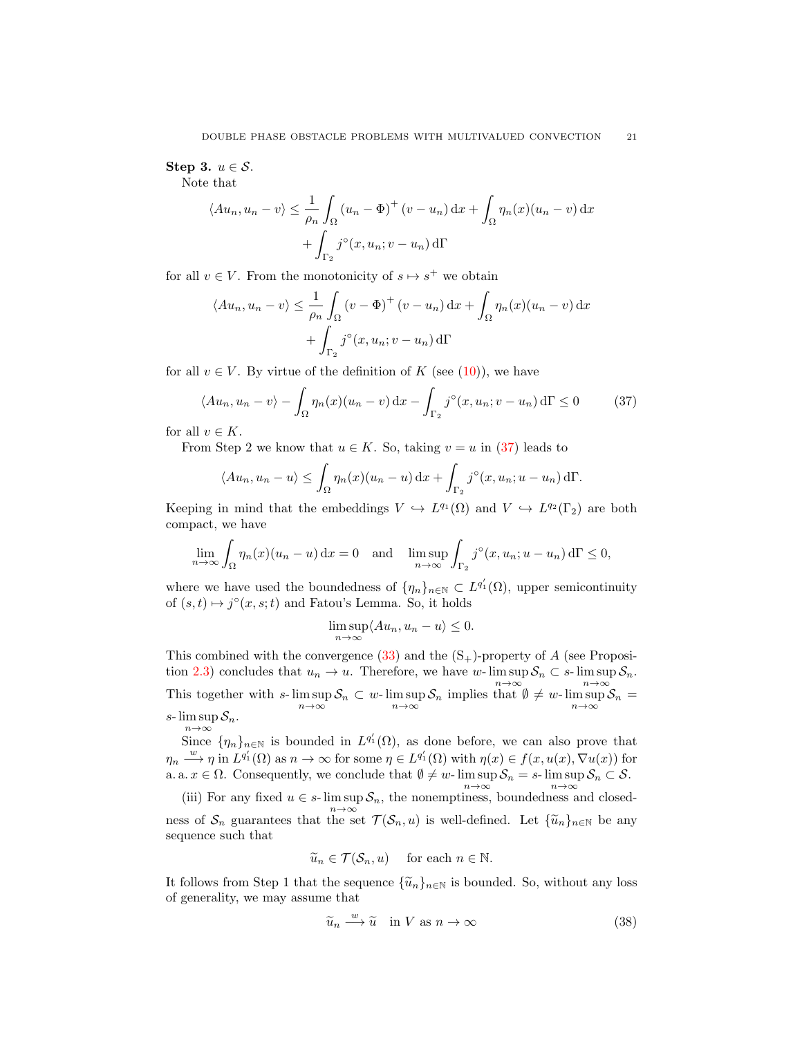**Step 3.** $u \in \mathcal{S}$.

Note that

$$\langle Au_n, u_n - v\rangle \le \frac{1}{\rho_n}\int_\Omega (u_n - \Phi)^+ (v - u_n)\,\mathrm{d}x + \int_\Omega \eta_n(x)(u_n - v)\,\mathrm{d}x + \int_{\Gamma_2} j^\circ(x, u_n; v - u_n)\,\mathrm{d}\Gamma$$

for all $v \in V$. From the monotonicity of $s \mapsto s^+$ we obtain

$$\langle Au_n, u_n - v\rangle \le \frac{1}{\rho_n}\int_\Omega (v - \Phi)^+ (v - u_n)\,\mathrm{d}x + \int_\Omega \eta_n(x)(u_n - v)\,\mathrm{d}x + \int_{\Gamma_2} j^\circ(x, u_n; v - u_n)\,\mathrm{d}\Gamma$$

for all $v \in V$. By virtue of the definition of $K$ (see (10)), we have

$$\langle Au_n, u_n - v\rangle - \int_\Omega \eta_n(x)(u_n - v)\,\mathrm{d}x - \int_{\Gamma_2} j^\circ(x, u_n; v - u_n)\,\mathrm{d}\Gamma \le 0 \tag{37}$$

for all $v \in K$.

From Step 2 we know that $u \in K$. So, taking $v = u$ in (37) leads to

$$\langle Au_n, u_n - u\rangle \le \int_\Omega \eta_n(x)(u_n - u)\,\mathrm{d}x + \int_{\Gamma_2} j^\circ(x, u_n; u - u_n)\,\mathrm{d}\Gamma.$$

Keeping in mind that the embeddings $V \hookrightarrow L^{q_1}(\Omega)$ and $V \hookrightarrow L^{q_2}(\Gamma_2)$ are both compact, we have

$$\lim_{n\to\infty} \int_\Omega \eta_n(x)(u_n - u)\,\mathrm{d}x = 0 \quad \text{and} \quad \limsup_{n\to\infty} \int_{\Gamma_2} j^\circ(x, u_n; u - u_n)\,\mathrm{d}\Gamma \le 0,$$

where we have used the boundedness of $\{\eta_n\}_{n\in\mathbb{N}} \subset L^{q_1'}(\Omega)$, upper semicontinuity of $(s,t) \mapsto j^\circ(x, s; t)$ and Fatou's Lemma. So, it holds

$$\limsup_{n\to\infty} \langle Au_n, u_n - u\rangle \le 0.$$

This combined with the convergence (33) and the $(\mathrm{S}_+)$-property of $A$ (see Proposition 2.3) concludes that $u_n \to u$. Therefore, we have $w\text{-}\limsup\limits_{n\to\infty} \mathcal{S}_n \subset s\text{-}\limsup\limits_{n\to\infty} \mathcal{S}_n$. This together with $s\text{-}\limsup\limits_{n\to\infty} \mathcal{S}_n \subset w\text{-}\limsup\limits_{n\to\infty} \mathcal{S}_n$ implies that $\emptyset \ne w\text{-}\limsup\limits_{n\to\infty} \mathcal{S}_n = s\text{-}\limsup\limits_{n\to\infty} \mathcal{S}_n$.

Since $\{\eta_n\}_{n\in\mathbb{N}}$ is bounded in $L^{q_1'}(\Omega)$, as done before, we can also prove that $\eta_n \xrightarrow{w} \eta$ in $L^{q_1'}(\Omega)$ as $n \to \infty$ for some $\eta \in L^{q_1'}(\Omega)$ with $\eta(x) \in f(x, u(x), \nabla u(x))$ for a. a. $x \in \Omega$. Consequently, we conclude that $\emptyset \ne w\text{-}\limsup\limits_{n\to\infty} \mathcal{S}_n = s\text{-}\limsup\limits_{n\to\infty} \mathcal{S}_n \subset \mathcal{S}$.

(iii) For any fixed $u \in s\text{-}\limsup\limits_{n\to\infty} \mathcal{S}_n$, the nonemptiness, boundedness and closedness of $\mathcal{S}_n$ guarantees that the set $\mathcal{T}(\mathcal{S}_n, u)$ is well-defined. Let $\{\widetilde{u}_n\}_{n\in\mathbb{N}}$ be any sequence such that

$$\widetilde{u}_n \in \mathcal{T}(\mathcal{S}_n, u) \quad \text{for each } n \in \mathbb{N}.$$

It follows from Step 1 that the sequence $\{\widetilde{u}_n\}_{n\in\mathbb{N}}$ is bounded. So, without any loss of generality, we may assume that

$$\widetilde{u}_n \xrightarrow{w} \widetilde{u} \quad \text{in } V \text{ as } n \to \infty \tag{38}$$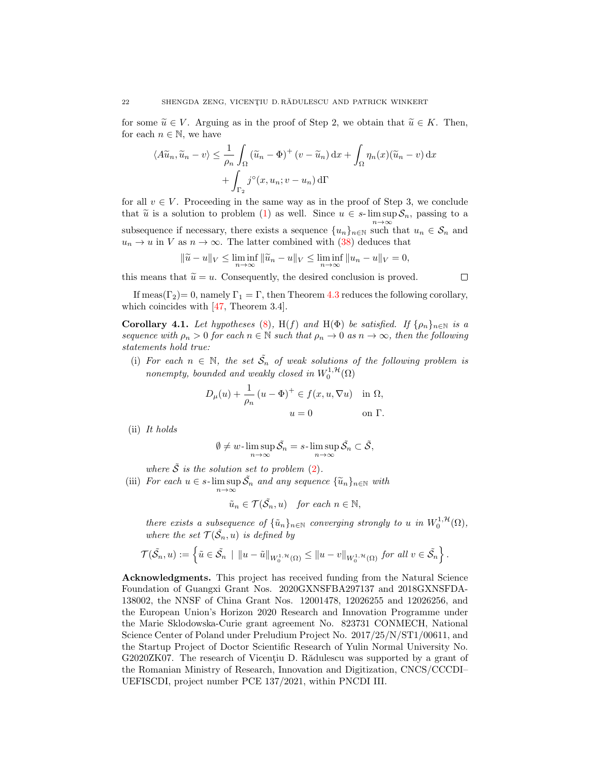for some $\widetilde{u} \in V$. Arguing as in the proof of Step 2, we obtain that $\widetilde{u} \in K$. Then, for each $n \in \mathbb{N}$, we have

$$
\begin{aligned}
\langle A\widetilde{u}_n, \widetilde{u}_n - v\rangle \leq & \frac{1}{\rho_n} \int_\Omega (\widetilde{u}_n - \Phi)^+ (v - \widetilde{u}_n)\,\mathrm{d}x + \int_\Omega \eta_n(x)(\widetilde{u}_n - v)\,\mathrm{d}x \\
& + \int_{\Gamma_2} j^\circ(x, u_n; v - u_n)\,\mathrm{d}\Gamma
\end{aligned}
$$

for all $v \in V$. Proceeding in the same way as in the proof of Step 3, we conclude that $\widetilde{u}$ is a solution to problem (1) as well. Since $u \in s\text{-}\limsup_{n\to\infty} \mathcal{S}_n$, passing to a subsequence if necessary, there exists a sequence $\{u_n\}_{n\in\mathbb{N}}$ such that $u_n \in \mathcal{S}_n$ and $u_n \to u$ in $V$ as $n \to \infty$. The latter combined with (38) deduces that

$$
\|\widetilde{u} - u\|_V \leq \liminf_{n\to\infty} \|\widetilde{u}_n - u\|_V \leq \liminf_{n\to\infty} \|u_n - u\|_V = 0,
$$

this means that $\widetilde{u} = u$. Consequently, the desired conclusion is proved. $\square$

If $\operatorname{meas}(\Gamma_2) = 0$, namely $\Gamma_1 = \Gamma$, then Theorem 4.3 reduces the following corollary, which coincides with [47, Theorem 3.4].

**Corollary 4.1.** *Let hypotheses* (8), H($f$) *and* H($\Phi$) *be satisfied. If $\{\rho_n\}_{n\in\mathbb{N}}$ is a sequence with $\rho_n > 0$ for each $n \in \mathbb{N}$ such that $\rho_n \to 0$ as $n \to \infty$, then the following statements hold true:*

(i) *For each $n \in \mathbb{N}$, the set $\tilde{\mathcal{S}}_n$ of weak solutions of the following problem is nonempty, bounded and weakly closed in $W_0^{1,\mathcal{H}}(\Omega)$*

$$
\begin{aligned}
D_\mu(u) + \frac{1}{\rho_n}(u - \Phi)^+ &\in f(x, u, \nabla u) \quad \text{in } \Omega, \\
u &= 0 \qquad\qquad\quad\; \text{on } \Gamma.
\end{aligned}
$$

(ii) *It holds*

$$
\emptyset \neq w\text{-}\limsup_{n\to\infty} \tilde{\mathcal{S}}_n = s\text{-}\limsup_{n\to\infty} \tilde{\mathcal{S}}_n \subset \tilde{\mathcal{S}},
$$

*where $\tilde{\mathcal{S}}$ is the solution set to problem* (2).

(iii) *For each $u \in s\text{-}\limsup_{n\to\infty} \tilde{\mathcal{S}}_n$ and any sequence $\{\tilde{u}_n\}_{n\in\mathbb{N}}$ with*

$$
\tilde{u}_n \in \mathcal{T}(\tilde{\mathcal{S}}_n, u) \quad \text{for each } n \in \mathbb{N},
$$

*there exists a subsequence of $\{\tilde{u}_n\}_{n\in\mathbb{N}}$ converging strongly to $u$ in $W_0^{1,\mathcal{H}}(\Omega)$, where the set $\mathcal{T}(\tilde{\mathcal{S}}_n, u)$ is defined by*

$$
\mathcal{T}(\tilde{\mathcal{S}}_n, u) := \left\{ \tilde{u} \in \tilde{\mathcal{S}}_n \;\middle|\; \|u - \tilde{u}\|_{W_0^{1,\mathcal{H}}(\Omega)} \leq \|u - v\|_{W_0^{1,\mathcal{H}}(\Omega)} \text{ for all } v \in \tilde{\mathcal{S}}_n \right\}.
$$

**Acknowledgments.** This project has received funding from the Natural Science Foundation of Guangxi Grant Nos. 2020GXNSFBA297137 and 2018GXNSFDA-138002, the NNSF of China Grant Nos. 12001478, 12026255 and 12026256, and the European Union's Horizon 2020 Research and Innovation Programme under the Marie Sklodowska-Curie grant agreement No. 823731 CONMECH, National Science Center of Poland under Preludium Project No. 2017/25/N/ST1/00611, and the Startup Project of Doctor Scientific Research of Yulin Normal University No. G2020ZK07. The research of Vicenţiu D. Rădulescu was supported by a grant of the Romanian Ministry of Research, Innovation and Digitization, CNCS/CCCDI–UEFISCDI, project number PCE 137/2021, within PNCDI III.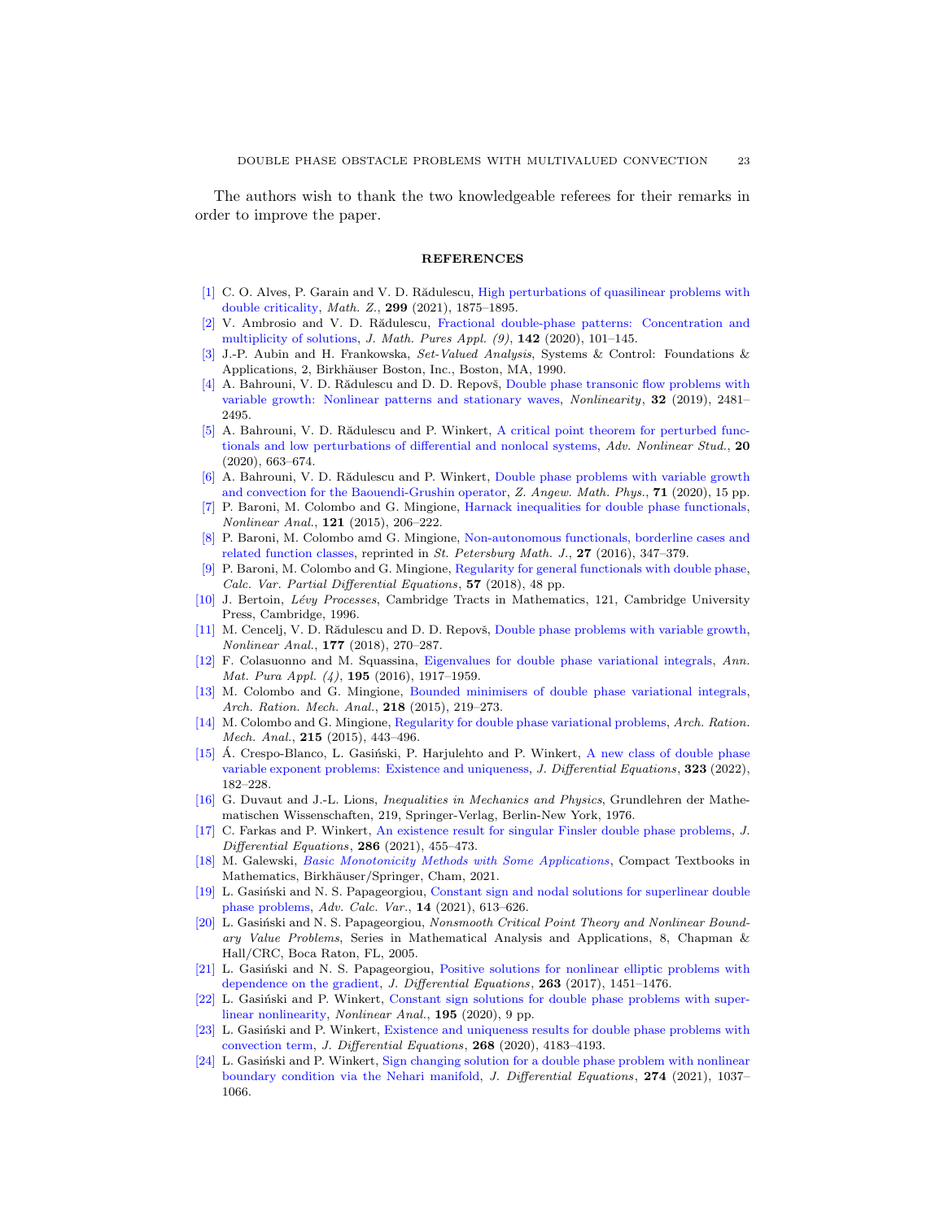The authors wish to thank the two knowledgeable referees for their remarks in order to improve the paper.

## REFERENCES

[1] C. O. Alves, P. Garain and V. D. Rădulescu, High perturbations of quasilinear problems with double criticality, *Math. Z.*, **299** (2021), 1875–1895.

[2] V. Ambrosio and V. D. Rădulescu, Fractional double-phase patterns: Concentration and multiplicity of solutions, *J. Math. Pures Appl. (9)*, **142** (2020), 101–145.

[3] J.-P. Aubin and H. Frankowska, *Set-Valued Analysis*, Systems & Control: Foundations & Applications, 2, Birkhäuser Boston, Inc., Boston, MA, 1990.

[4] A. Bahrouni, V. D. Rădulescu and D. D. Repovš, Double phase transonic flow problems with variable growth: Nonlinear patterns and stationary waves, *Nonlinearity*, **32** (2019), 2481–2495.

[5] A. Bahrouni, V. D. Rădulescu and P. Winkert, A critical point theorem for perturbed functionals and low perturbations of differential and nonlocal systems, *Adv. Nonlinear Stud.*, **20** (2020), 663–674.

[6] A. Bahrouni, V. D. Rădulescu and P. Winkert, Double phase problems with variable growth and convection for the Baouendi-Grushin operator, *Z. Angew. Math. Phys.*, **71** (2020), 15 pp.

[7] P. Baroni, M. Colombo and G. Mingione, Harnack inequalities for double phase functionals, *Nonlinear Anal.*, **121** (2015), 206–222.

[8] P. Baroni, M. Colombo amd G. Mingione, Non-autonomous functionals, borderline cases and related function classes, reprinted in *St. Petersburg Math. J.*, **27** (2016), 347–379.

[9] P. Baroni, M. Colombo and G. Mingione, Regularity for general functionals with double phase, *Calc. Var. Partial Differential Equations*, **57** (2018), 48 pp.

[10] J. Bertoin, *Lévy Processes*, Cambridge Tracts in Mathematics, 121, Cambridge University Press, Cambridge, 1996.

[11] M. Cencelj, V. D. Rădulescu and D. D. Repovš, Double phase problems with variable growth, *Nonlinear Anal.*, **177** (2018), 270–287.

[12] F. Colasuonno and M. Squassina, Eigenvalues for double phase variational integrals, *Ann. Mat. Pura Appl. (4)*, **195** (2016), 1917–1959.

[13] M. Colombo and G. Mingione, Bounded minimisers of double phase variational integrals, *Arch. Ration. Mech. Anal.*, **218** (2015), 219–273.

[14] M. Colombo and G. Mingione, Regularity for double phase variational problems, *Arch. Ration. Mech. Anal.*, **215** (2015), 443–496.

[15] Á. Crespo-Blanco, L. Gasiński, P. Harjulehto and P. Winkert, A new class of double phase variable exponent problems: Existence and uniqueness, *J. Differential Equations*, **323** (2022), 182–228.

[16] G. Duvaut and J.-L. Lions, *Inequalities in Mechanics and Physics*, Grundlehren der Mathematischen Wissenschaften, 219, Springer-Verlag, Berlin-New York, 1976.

[17] C. Farkas and P. Winkert, An existence result for singular Finsler double phase problems, *J. Differential Equations*, **286** (2021), 455–473.

[18] M. Galewski, *Basic Monotonicity Methods with Some Applications*, Compact Textbooks in Mathematics, Birkhäuser/Springer, Cham, 2021.

[19] L. Gasiński and N. S. Papageorgiou, Constant sign and nodal solutions for superlinear double phase problems, *Adv. Calc. Var.*, **14** (2021), 613–626.

[20] L. Gasiński and N. S. Papageorgiou, *Nonsmooth Critical Point Theory and Nonlinear Boundary Value Problems*, Series in Mathematical Analysis and Applications, 8, Chapman & Hall/CRC, Boca Raton, FL, 2005.

[21] L. Gasiński and N. S. Papageorgiou, Positive solutions for nonlinear elliptic problems with dependence on the gradient, *J. Differential Equations*, **263** (2017), 1451–1476.

[22] L. Gasiński and P. Winkert, Constant sign solutions for double phase problems with superlinear nonlinearity, *Nonlinear Anal.*, **195** (2020), 9 pp.

[23] L. Gasiński and P. Winkert, Existence and uniqueness results for double phase problems with convection term, *J. Differential Equations*, **268** (2020), 4183–4193.

[24] L. Gasiński and P. Winkert, Sign changing solution for a double phase problem with nonlinear boundary condition via the Nehari manifold, *J. Differential Equations*, **274** (2021), 1037–1066.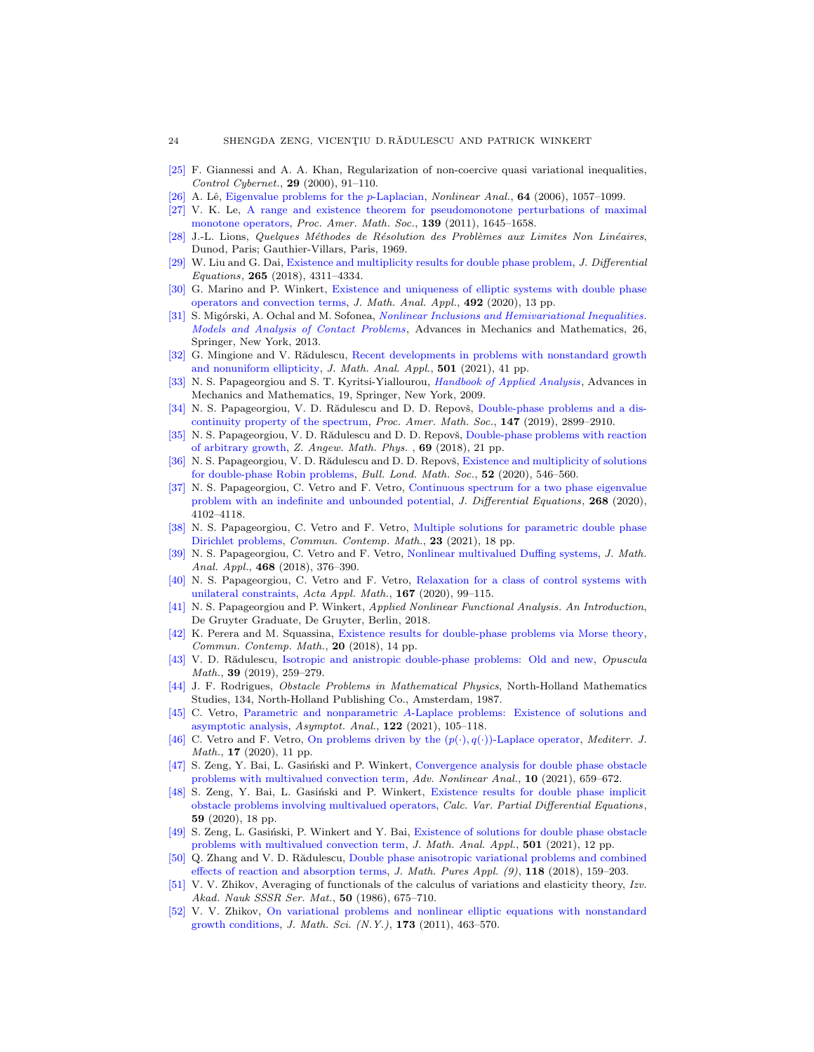[25] F. Giannessi and A. A. Khan, Regularization of non-coercive quasi variational inequalities, *Control Cybernet.*, **29** (2000), 91–110.

[26] A. Lê, Eigenvalue problems for the $p$-Laplacian, *Nonlinear Anal.*, **64** (2006), 1057–1099.

[27] V. K. Le, A range and existence theorem for pseudomonotone perturbations of maximal monotone operators, *Proc. Amer. Math. Soc.*, **139** (2011), 1645–1658.

[28] J.-L. Lions, *Quelques Méthodes de Résolution des Problèmes aux Limites Non Linéaires*, Dunod, Paris; Gauthier-Villars, Paris, 1969.

[29] W. Liu and G. Dai, Existence and multiplicity results for double phase problem, *J. Differential Equations*, **265** (2018), 4311–4334.

[30] G. Marino and P. Winkert, Existence and uniqueness of elliptic systems with double phase operators and convection terms, *J. Math. Anal. Appl.*, **492** (2020), 13 pp.

[31] S. Migórski, A. Ochal and M. Sofonea, *Nonlinear Inclusions and Hemivariational Inequalities. Models and Analysis of Contact Problems*, Advances in Mechanics and Mathematics, 26, Springer, New York, 2013.

[32] G. Mingione and V. Rădulescu, Recent developments in problems with nonstandard growth and nonuniform ellipticity, *J. Math. Anal. Appl.*, **501** (2021), 41 pp.

[33] N. S. Papageorgiou and S. T. Kyritsi-Yiallourou, *Handbook of Applied Analysis*, Advances in Mechanics and Mathematics, 19, Springer, New York, 2009.

[34] N. S. Papageorgiou, V. D. Rădulescu and D. D. Repovš, Double-phase problems and a discontinuity property of the spectrum, *Proc. Amer. Math. Soc.*, **147** (2019), 2899–2910.

[35] N. S. Papageorgiou, V. D. Rădulescu and D. D. Repovš, Double-phase problems with reaction of arbitrary growth, *Z. Angew. Math. Phys.* , **69** (2018), 21 pp.

[36] N. S. Papageorgiou, V. D. Rădulescu and D. D. Repovš, Existence and multiplicity of solutions for double-phase Robin problems, *Bull. Lond. Math. Soc.*, **52** (2020), 546–560.

[37] N. S. Papageorgiou, C. Vetro and F. Vetro, Continuous spectrum for a two phase eigenvalue problem with an indefinite and unbounded potential, *J. Differential Equations*, **268** (2020), 4102–4118.

[38] N. S. Papageorgiou, C. Vetro and F. Vetro, Multiple solutions for parametric double phase Dirichlet problems, *Commun. Contemp. Math.*, **23** (2021), 18 pp.

[39] N. S. Papageorgiou, C. Vetro and F. Vetro, Nonlinear multivalued Duffing systems, *J. Math. Anal. Appl.*, **468** (2018), 376–390.

[40] N. S. Papageorgiou, C. Vetro and F. Vetro, Relaxation for a class of control systems with unilateral constraints, *Acta Appl. Math.*, **167** (2020), 99–115.

[41] N. S. Papageorgiou and P. Winkert, *Applied Nonlinear Functional Analysis. An Introduction*, De Gruyter Graduate, De Gruyter, Berlin, 2018.

[42] K. Perera and M. Squassina, Existence results for double-phase problems via Morse theory, *Commun. Contemp. Math.*, **20** (2018), 14 pp.

[43] V. D. Rădulescu, Isotropic and anistropic double-phase problems: Old and new, *Opuscula Math.*, **39** (2019), 259–279.

[44] J. F. Rodrigues, *Obstacle Problems in Mathematical Physics*, North-Holland Mathematics Studies, 134, North-Holland Publishing Co., Amsterdam, 1987.

[45] C. Vetro, Parametric and nonparametric $A$-Laplace problems: Existence of solutions and asymptotic analysis, *Asymptot. Anal.*, **122** (2021), 105–118.

[46] C. Vetro and F. Vetro, On problems driven by the $(p(\cdot), q(\cdot))$-Laplace operator, *Mediterr. J. Math.*, **17** (2020), 11 pp.

[47] S. Zeng, Y. Bai, L. Gasiński and P. Winkert, Convergence analysis for double phase obstacle problems with multivalued convection term, *Adv. Nonlinear Anal.*, **10** (2021), 659–672.

[48] S. Zeng, Y. Bai, L. Gasiński and P. Winkert, Existence results for double phase implicit obstacle problems involving multivalued operators, *Calc. Var. Partial Differential Equations*, **59** (2020), 18 pp.

[49] S. Zeng, L. Gasiński, P. Winkert and Y. Bai, Existence of solutions for double phase obstacle problems with multivalued convection term, *J. Math. Anal. Appl.*, **501** (2021), 12 pp.

[50] Q. Zhang and V. D. Rădulescu, Double phase anisotropic variational problems and combined effects of reaction and absorption terms, *J. Math. Pures Appl. (9)*, **118** (2018), 159–203.

[51] V. V. Zhikov, Averaging of functionals of the calculus of variations and elasticity theory, *Izv. Akad. Nauk SSSR Ser. Mat.*, **50** (1986), 675–710.

[52] V. V. Zhikov, On variational problems and nonlinear elliptic equations with nonstandard growth conditions, *J. Math. Sci. (N.Y.)*, **173** (2011), 463–570.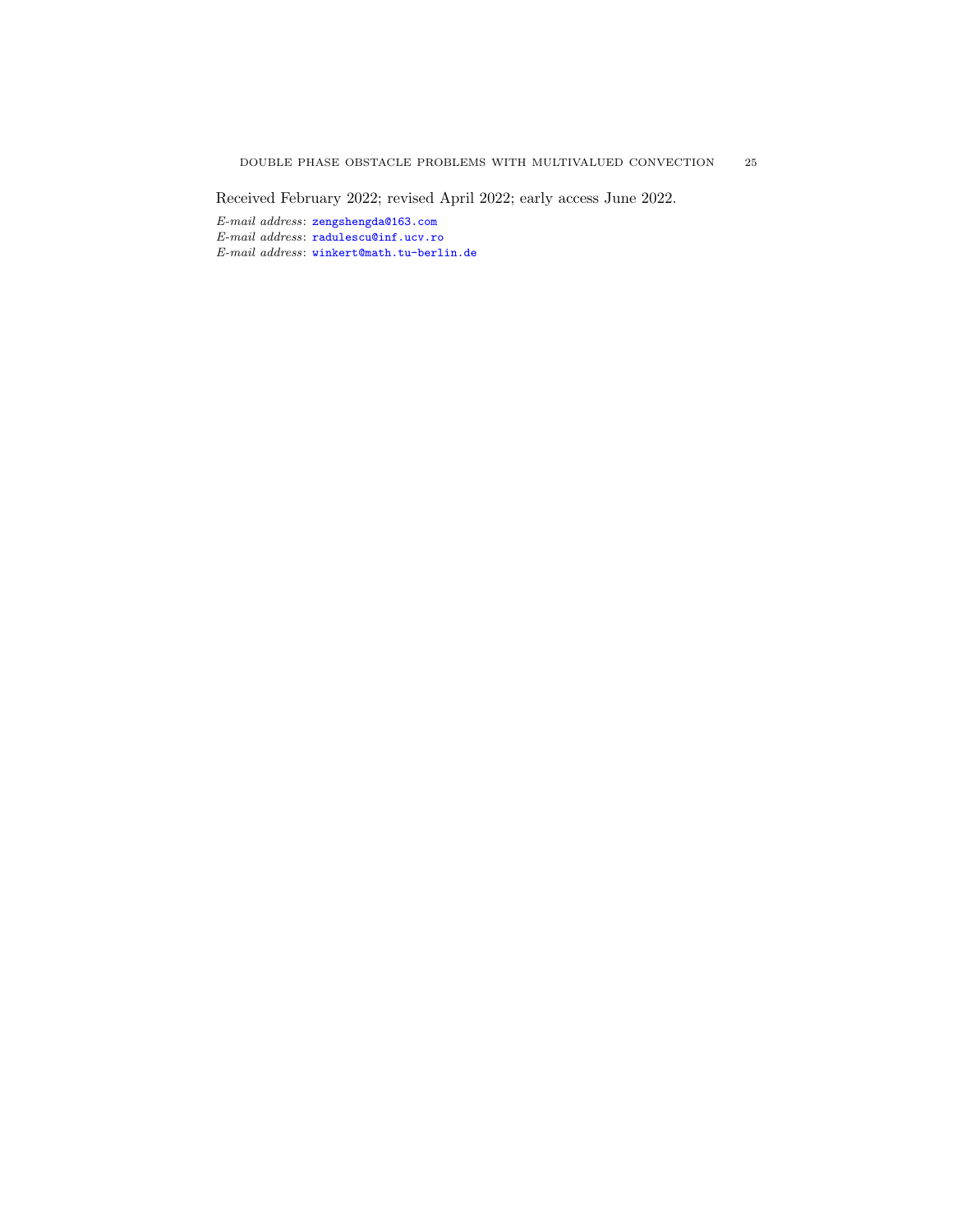Received February 2022; revised April 2022; early access June 2022.

*E-mail address*: zengshengda@163.com
*E-mail address*: radulescu@inf.ucv.ro
*E-mail address*: winkert@math.tu-berlin.de